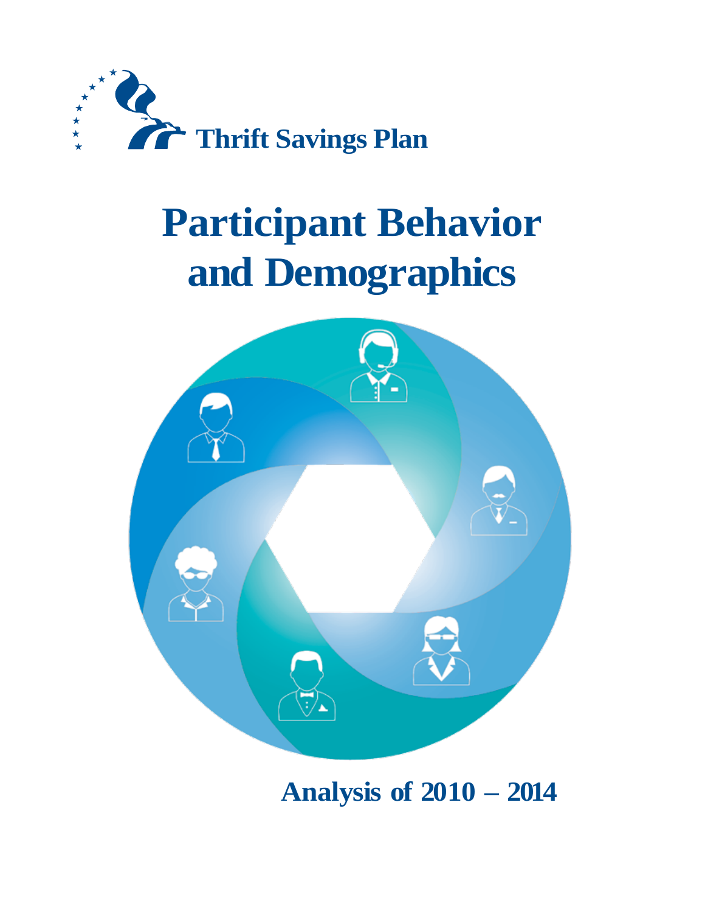Thrift Savings Plan

# Participant Behavior and Demographics

## Analysis of 2010 – 2014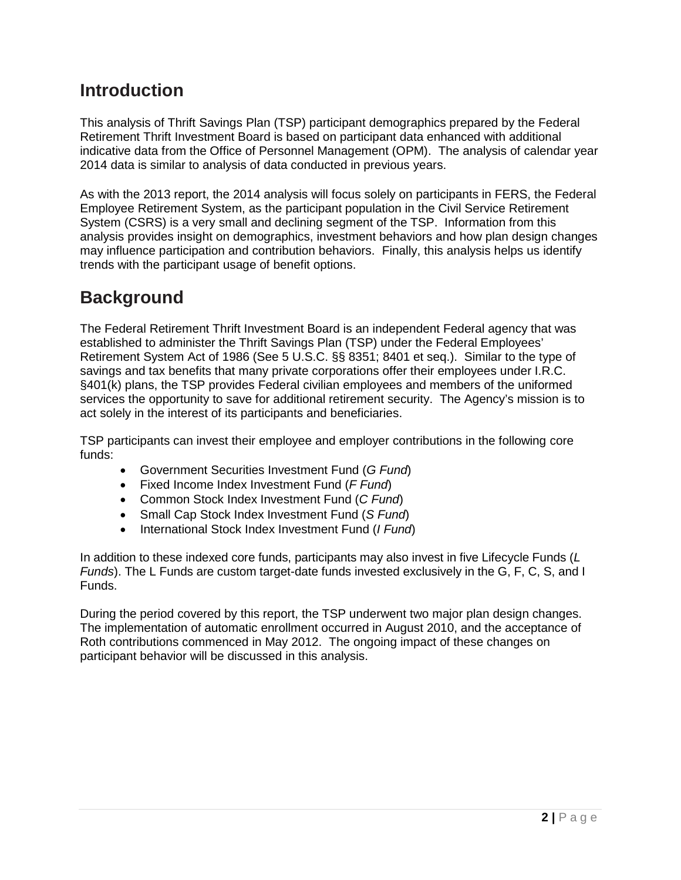## Introduction

This analysis of Thrift Savings Plan (TSP) participant demographics prepared by the Federal Retirement Thrift Investment Board is based on participant data enhanced with additional indicative data from the Office of Personnel Management (OPM). The analysis of calendar year 2014 data is similar to analysis of data conducted in previous years.

As with the 2013 report, the 2014 analysis will focus solely on participants in FERS, the Federal Employee Retirement System, as the participant population in the Civil Service Retirement System (CSRS) is a very small and declining segment of the TSP. Information from this analysis provides insight on demographics, investment behaviors and how plan design changes may influence participation and contribution behaviors. Finally, this analysis helps us identify trends with the participant usage of benefit options.

## Background

The Federal Retirement Thrift Investment Board is an independent Federal agency that was established to administer the Thrift Savings Plan (TSP) under the Federal Employees' Retirement System Act of 1986 (See 5 U.S.C. §§ 8351; 8401 et seq.). Similar to the type of savings and tax benefits that many private corporations offer their employees under I.R.C. §401(k) plans, the TSP provides Federal civilian employees and members of the uniformed services the opportunity to save for additional retirement security. The Agency's mission is to act solely in the interest of its participants and beneficiaries.

TSP participants can invest their employee and employer contributions in the following core funds:

- Government Securities Investment Fund (*G Fund*)
- Fixed Income Index Investment Fund (*F Fund*)
- Common Stock Index Investment Fund (*C Fund*)
- Small Cap Stock Index Investment Fund (*S Fund*)
- International Stock Index Investment Fund (*I Fund*)

In addition to these indexed core funds, participants may also invest in five Lifecycle Funds (*L Funds*). The L Funds are custom target-date funds invested exclusively in the G, F, C, S, and I Funds.

During the period covered by this report, the TSP underwent two major plan design changes. The implementation of automatic enrollment occurred in August 2010, and the acceptance of Roth contributions commenced in May 2012. The ongoing impact of these changes on participant behavior will be discussed in this analysis.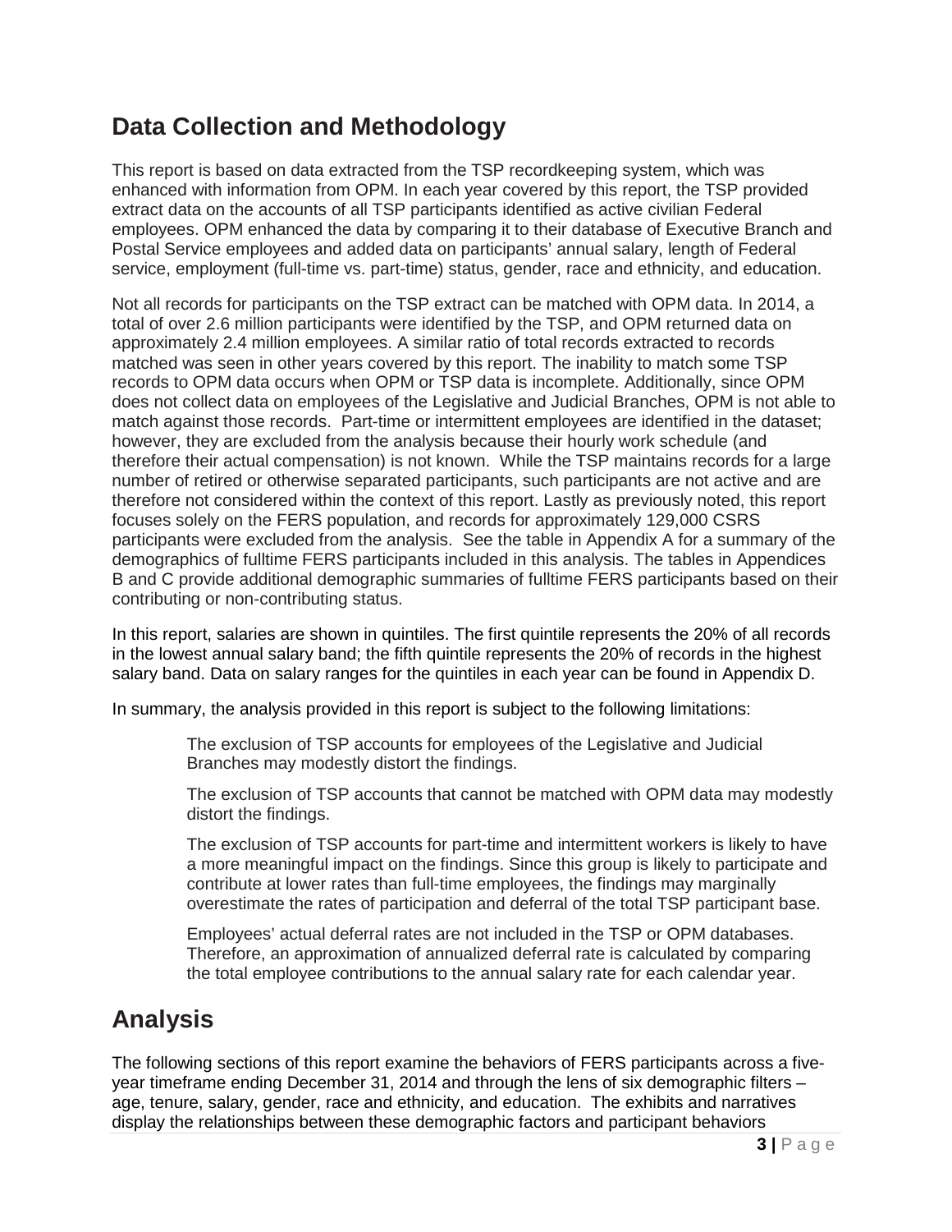## Data Collection and Methodology

This report is based on data extracted from the TSP recordkeeping system, which was enhanced with information from OPM. In each year covered by this report, the TSP provided extract data on the accounts of all TSP participants identified as active civilian Federal employees. OPM enhanced the data by comparing it to their database of Executive Branch and Postal Service employees and added data on participants' annual salary, length of Federal service, employment (full-time vs. part-time) status, gender, race and ethnicity, and education.

Not all records for participants on the TSP extract can be matched with OPM data. In 2014, a total of over 2.6 million participants were identified by the TSP, and OPM returned data on approximately 2.4 million employees. A similar ratio of total records extracted to records matched was seen in other years covered by this report. The inability to match some TSP records to OPM data occurs when OPM or TSP data is incomplete. Additionally, since OPM does not collect data on employees of the Legislative and Judicial Branches, OPM is not able to match against those records. Part-time or intermittent employees are identified in the dataset; however, they are excluded from the analysis because their hourly work schedule (and therefore their actual compensation) is not known. While the TSP maintains records for a large number of retired or otherwise separated participants, such participants are not active and are therefore not considered within the context of this report. Lastly as previously noted, this report focuses solely on the FERS population, and records for approximately 129,000 CSRS participants were excluded from the analysis. See the table in Appendix A for a summary of the demographics of fulltime FERS participants included in this analysis. The tables in Appendices B and C provide additional demographic summaries of fulltime FERS participants based on their contributing or non-contributing status.

In this report, salaries are shown in quintiles. The first quintile represents the 20% of all records in the lowest annual salary band; the fifth quintile represents the 20% of records in the highest salary band. Data on salary ranges for the quintiles in each year can be found in Appendix D.

In summary, the analysis provided in this report is subject to the following limitations:

- The exclusion of TSP accounts for employees of the Legislative and Judicial Branches may modestly distort the findings.
- The exclusion of TSP accounts that cannot be matched with OPM data may modestly distort the findings.
- The exclusion of TSP accounts for part-time and intermittent workers is likely to have a more meaningful impact on the findings. Since this group is likely to participate and contribute at lower rates than full-time employees, the findings may marginally overestimate the rates of participation and deferral of the total TSP participant base.
- Employees' actual deferral rates are not included in the TSP or OPM databases. Therefore, an approximation of annualized deferral rate is calculated by comparing the total employee contributions to the annual salary rate for each calendar year.

## Analysis

The following sections of this report examine the behaviors of FERS participants across a five-year timeframe ending December 31, 2014 and through the lens of six demographic filters – age, tenure, salary, gender, race and ethnicity, and education. The exhibits and narratives display the relationships between these demographic factors and participant behaviors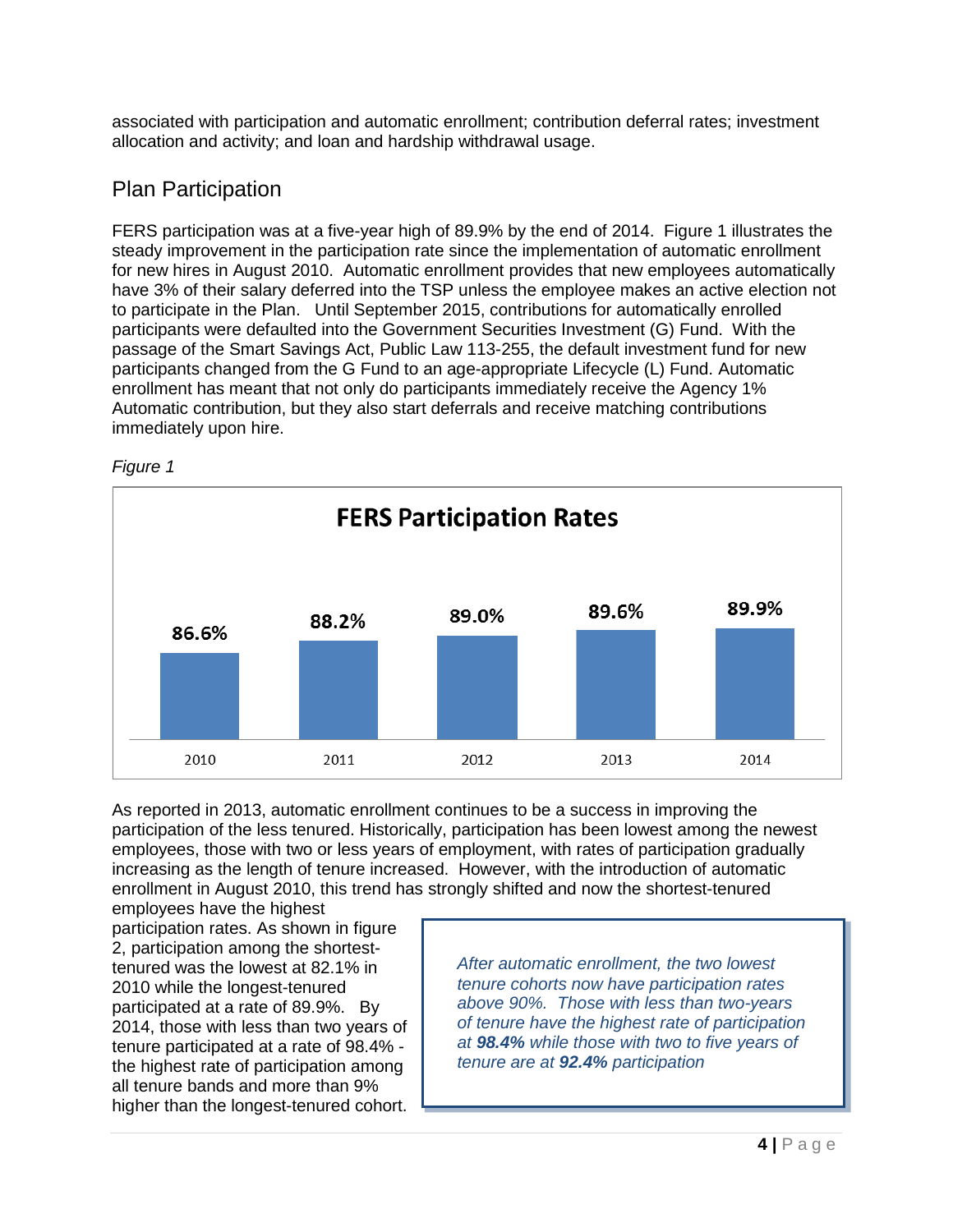associated with participation and automatic enrollment; contribution deferral rates; investment allocation and activity; and loan and hardship withdrawal usage.

## Plan Participation

FERS participation was at a five-year high of 89.9% by the end of 2014. Figure 1 illustrates the steady improvement in the participation rate since the implementation of automatic enrollment for new hires in August 2010. Automatic enrollment provides that new employees automatically have 3% of their salary deferred into the TSP unless the employee makes an active election not to participate in the Plan. Until September 2015, contributions for automatically enrolled participants were defaulted into the Government Securities Investment (G) Fund. With the passage of the Smart Savings Act, Public Law 113-255, the default investment fund for new participants changed from the G Fund to an age-appropriate Lifecycle (L) Fund. Automatic enrollment has meant that not only do participants immediately receive the Agency 1% Automatic contribution, but they also start deferrals and receive matching contributions immediately upon hire.

*Figure 1*

**FERS Participation Rates**

| Year | Participation Rate |
|---|---|
| 2010 | 86.6% |
| 2011 | 88.2% |
| 2012 | 89.0% |
| 2013 | 89.6% |
| 2014 | 89.9% |

As reported in 2013, automatic enrollment continues to be a success in improving the participation of the less tenured. Historically, participation has been lowest among the newest employees, those with two or less years of employment, with rates of participation gradually increasing as the length of tenure increased. However, with the introduction of automatic enrollment in August 2010, this trend has strongly shifted and now the shortest-tenured employees have the highest participation rates. As shown in figure 2, participation among the shortest-tenured was the lowest at 82.1% in 2010 while the longest-tenured participated at a rate of 89.9%. By 2014, those with less than two years of tenure participated at a rate of 98.4% - the highest rate of participation among all tenure bands and more than 9% higher than the longest-tenured cohort.

> *After automatic enrollment, the two lowest tenure cohorts now have participation rates above 90%. Those with less than two-years of tenure have the highest rate of participation at* ***98.4%*** *while those with two to five years of tenure are at* ***92.4%*** *participation*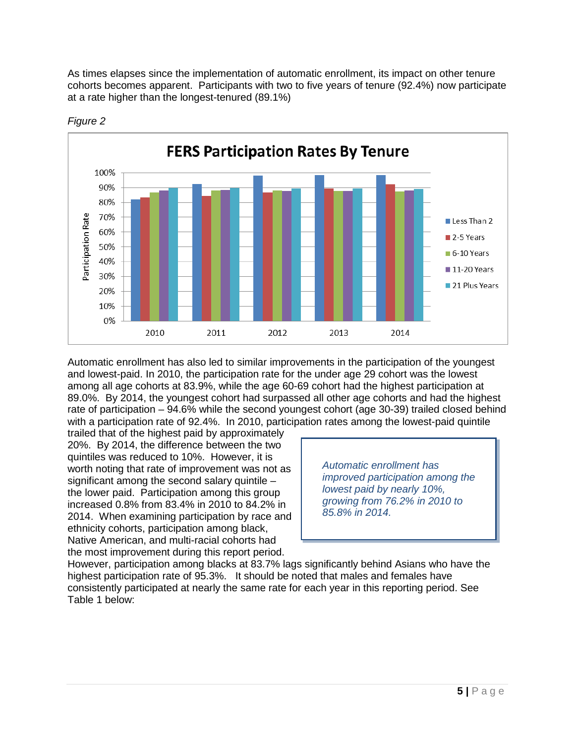As times elapses since the implementation of automatic enrollment, its impact on other tenure cohorts becomes apparent. Participants with two to five years of tenure (92.4%) now participate at a rate higher than the longest-tenured (89.1%)

*Figure 2*

**FERS Participation Rates By Tenure**

Automatic enrollment has also led to similar improvements in the participation of the youngest and lowest-paid. In 2010, the participation rate for the under age 29 cohort was the lowest among all age cohorts at 83.9%, while the age 60-69 cohort had the highest participation at 89.0%. By 2014, the youngest cohort had surpassed all other age cohorts and had the highest rate of participation – 94.6% while the second youngest cohort (age 30-39) trailed closed behind with a participation rate of 92.4%. In 2010, participation rates among the lowest-paid quintile trailed that of the highest paid by approximately 20%. By 2014, the difference between the two quintiles was reduced to 10%. However, it is worth noting that rate of improvement was not as significant among the second salary quintile – the lower paid. Participation among this group increased 0.8% from 83.4% in 2010 to 84.2% in 2014. When examining participation by race and ethnicity cohorts, participation among black, Native American, and multi-racial cohorts had the most improvement during this report period. However, participation among blacks at 83.7% lags significantly behind Asians who have the highest participation rate of 95.3%. It should be noted that males and females have consistently participated at nearly the same rate for each year in this reporting period. See Table 1 below:

> *Automatic enrollment has improved participation among the lowest paid by nearly 10%, growing from 76.2% in 2010 to 85.8% in 2014.*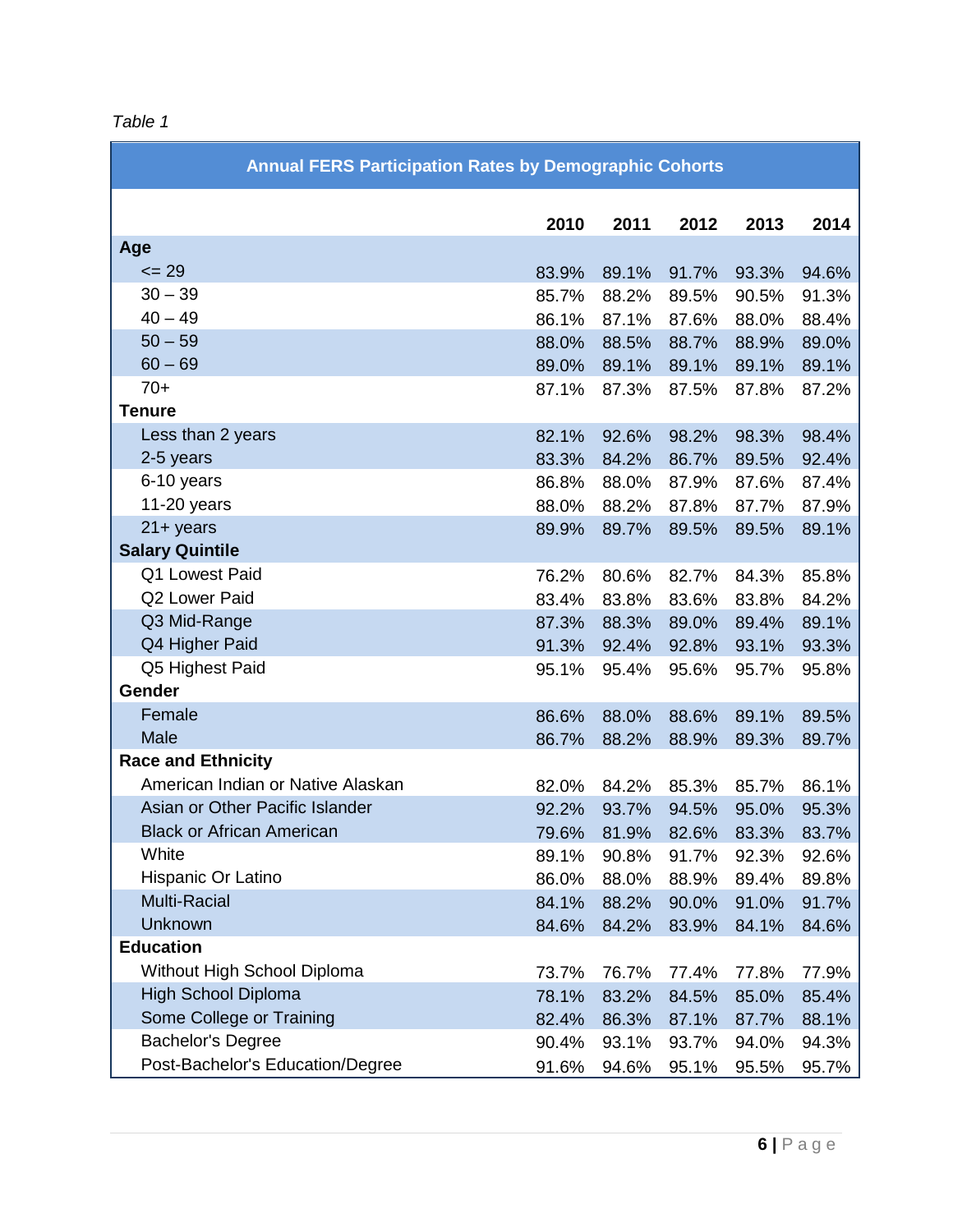*Table 1*

| Annual FERS Participation Rates by Demographic Cohorts | | | | | |
|---|---|---|---|---|---|
| | **2010** | **2011** | **2012** | **2013** | **2014** |
| **Age** | | | | | |
| <= 29 | 83.9% | 89.1% | 91.7% | 93.3% | 94.6% |
| 30 – 39 | 85.7% | 88.2% | 89.5% | 90.5% | 91.3% |
| 40 – 49 | 86.1% | 87.1% | 87.6% | 88.0% | 88.4% |
| 50 – 59 | 88.0% | 88.5% | 88.7% | 88.9% | 89.0% |
| 60 – 69 | 89.0% | 89.1% | 89.1% | 89.1% | 89.1% |
| 70+ | 87.1% | 87.3% | 87.5% | 87.8% | 87.2% |
| **Tenure** | | | | | |
| Less than 2 years | 82.1% | 92.6% | 98.2% | 98.3% | 98.4% |
| 2-5 years | 83.3% | 84.2% | 86.7% | 89.5% | 92.4% |
| 6-10 years | 86.8% | 88.0% | 87.9% | 87.6% | 87.4% |
| 11-20 years | 88.0% | 88.2% | 87.8% | 87.7% | 87.9% |
| 21+ years | 89.9% | 89.7% | 89.5% | 89.5% | 89.1% |
| **Salary Quintile** | | | | | |
| Q1 Lowest Paid | 76.2% | 80.6% | 82.7% | 84.3% | 85.8% |
| Q2 Lower Paid | 83.4% | 83.8% | 83.6% | 83.8% | 84.2% |
| Q3 Mid-Range | 87.3% | 88.3% | 89.0% | 89.4% | 89.1% |
| Q4 Higher Paid | 91.3% | 92.4% | 92.8% | 93.1% | 93.3% |
| Q5 Highest Paid | 95.1% | 95.4% | 95.6% | 95.7% | 95.8% |
| **Gender** | | | | | |
| Female | 86.6% | 88.0% | 88.6% | 89.1% | 89.5% |
| Male | 86.7% | 88.2% | 88.9% | 89.3% | 89.7% |
| **Race and Ethnicity** | | | | | |
| American Indian or Native Alaskan | 82.0% | 84.2% | 85.3% | 85.7% | 86.1% |
| Asian or Other Pacific Islander | 92.2% | 93.7% | 94.5% | 95.0% | 95.3% |
| Black or African American | 79.6% | 81.9% | 82.6% | 83.3% | 83.7% |
| White | 89.1% | 90.8% | 91.7% | 92.3% | 92.6% |
| Hispanic Or Latino | 86.0% | 88.0% | 88.9% | 89.4% | 89.8% |
| Multi-Racial | 84.1% | 88.2% | 90.0% | 91.0% | 91.7% |
| Unknown | 84.6% | 84.2% | 83.9% | 84.1% | 84.6% |
| **Education** | | | | | |
| Without High School Diploma | 73.7% | 76.7% | 77.4% | 77.8% | 77.9% |
| High School Diploma | 78.1% | 83.2% | 84.5% | 85.0% | 85.4% |
| Some College or Training | 82.4% | 86.3% | 87.1% | 87.7% | 88.1% |
| Bachelor's Degree | 90.4% | 93.1% | 93.7% | 94.0% | 94.3% |
| Post-Bachelor's Education/Degree | 91.6% | 94.6% | 95.1% | 95.5% | 95.7% |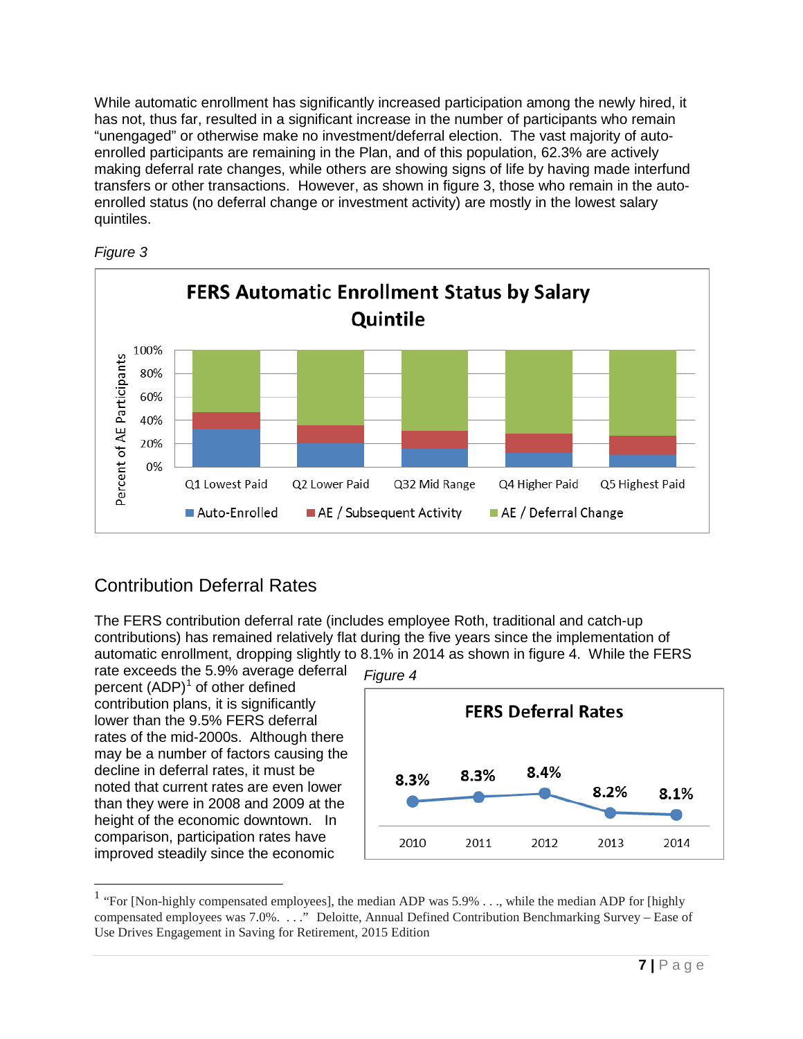While automatic enrollment has significantly increased participation among the newly hired, it has not, thus far, resulted in a significant increase in the number of participants who remain "unengaged" or otherwise make no investment/deferral election. The vast majority of auto-enrolled participants are remaining in the Plan, and of this population, 62.3% are actively making deferral rate changes, while others are showing signs of life by having made interfund transfers or other transactions. However, as shown in figure 3, those who remain in the auto-enrolled status (no deferral change or investment activity) are mostly in the lowest salary quintiles.

*Figure 3*

**FERS Automatic Enrollment Status by Salary Quintile**

Y-axis: Percent of AE Participants (0%–100%)

Categories: Q1 Lowest Paid, Q2 Lower Paid, Q32 Mid Range, Q4 Higher Paid, Q5 Highest Paid

Legend: Auto-Enrolled; AE / Subsequent Activity; AE / Deferral Change

## Contribution Deferral Rates

The FERS contribution deferral rate (includes employee Roth, traditional and catch-up contributions) has remained relatively flat during the five years since the implementation of automatic enrollment, dropping slightly to 8.1% in 2014 as shown in figure 4. While the FERS rate exceeds the 5.9% average deferral percent (ADP)[1] of other defined contribution plans, it is significantly lower than the 9.5% FERS deferral rates of the mid-2000s. Although there may be a number of factors causing the decline in deferral rates, it must be noted that current rates are even lower than they were in 2008 and 2009 at the height of the economic downturn. In comparison, participation rates have improved steadily since the economic

*Figure 4*

**FERS Deferral Rates**

| 2010 | 2011 | 2012 | 2013 | 2014 |
|---|---|---|---|---|
| 8.3% | 8.3% | 8.4% | 8.2% | 8.1% |

[1] "For [Non-highly compensated employees], the median ADP was 5.9% . . ., while the median ADP for [highly compensated employees was 7.0%. . . ." Deloitte, Annual Defined Contribution Benchmarking Survey – Ease of Use Drives Engagement in Saving for Retirement, 2015 Edition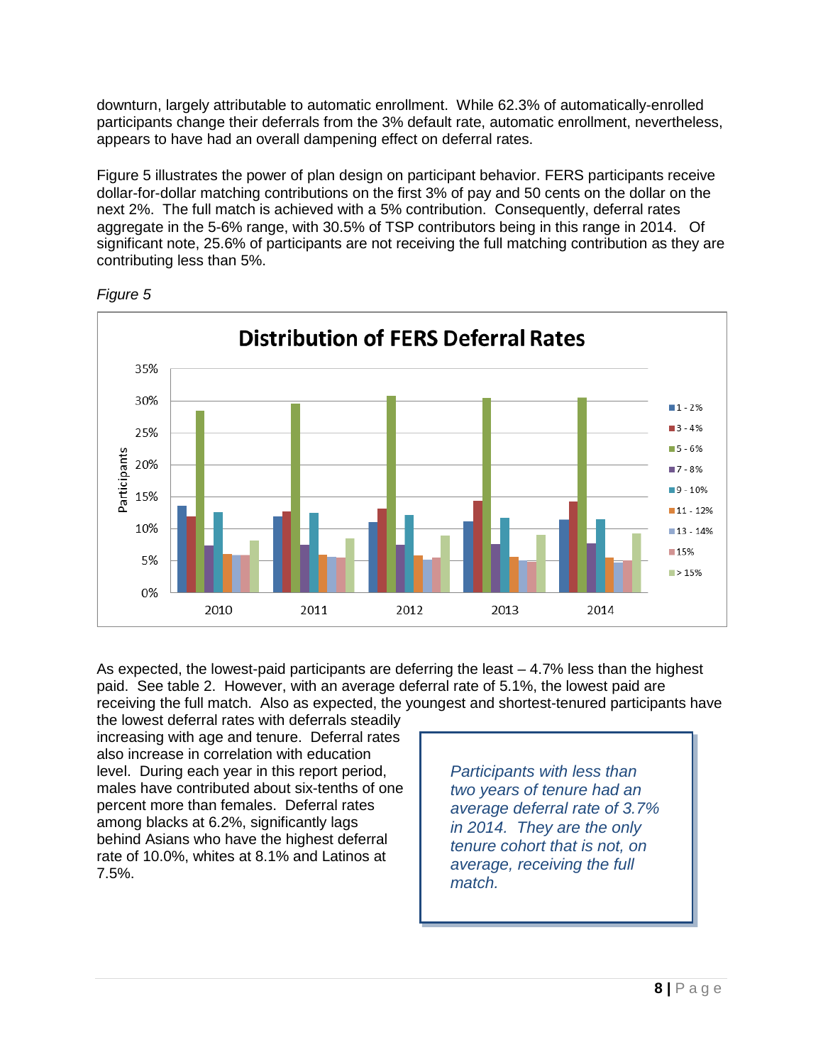downturn, largely attributable to automatic enrollment. While 62.3% of automatically-enrolled participants change their deferrals from the 3% default rate, automatic enrollment, nevertheless, appears to have had an overall dampening effect on deferral rates.

Figure 5 illustrates the power of plan design on participant behavior. FERS participants receive dollar-for-dollar matching contributions on the first 3% of pay and 50 cents on the dollar on the next 2%. The full match is achieved with a 5% contribution. Consequently, deferral rates aggregate in the 5-6% range, with 30.5% of TSP contributors being in this range in 2014. Of significant note, 25.6% of participants are not receiving the full matching contribution as they are contributing less than 5%.

*Figure 5*

**Distribution of FERS Deferral Rates**

As expected, the lowest-paid participants are deferring the least – 4.7% less than the highest paid. See table 2. However, with an average deferral rate of 5.1%, the lowest paid are receiving the full match. Also as expected, the youngest and shortest-tenured participants have the lowest deferral rates with deferrals steadily increasing with age and tenure. Deferral rates also increase in correlation with education level. During each year in this report period, males have contributed about six-tenths of one percent more than females. Deferral rates among blacks at 6.2%, significantly lags behind Asians who have the highest deferral rate of 10.0%, whites at 8.1% and Latinos at 7.5%.

> *Participants with less than two years of tenure had an average deferral rate of 3.7% in 2014. They are the only tenure cohort that is not, on average, receiving the full match.*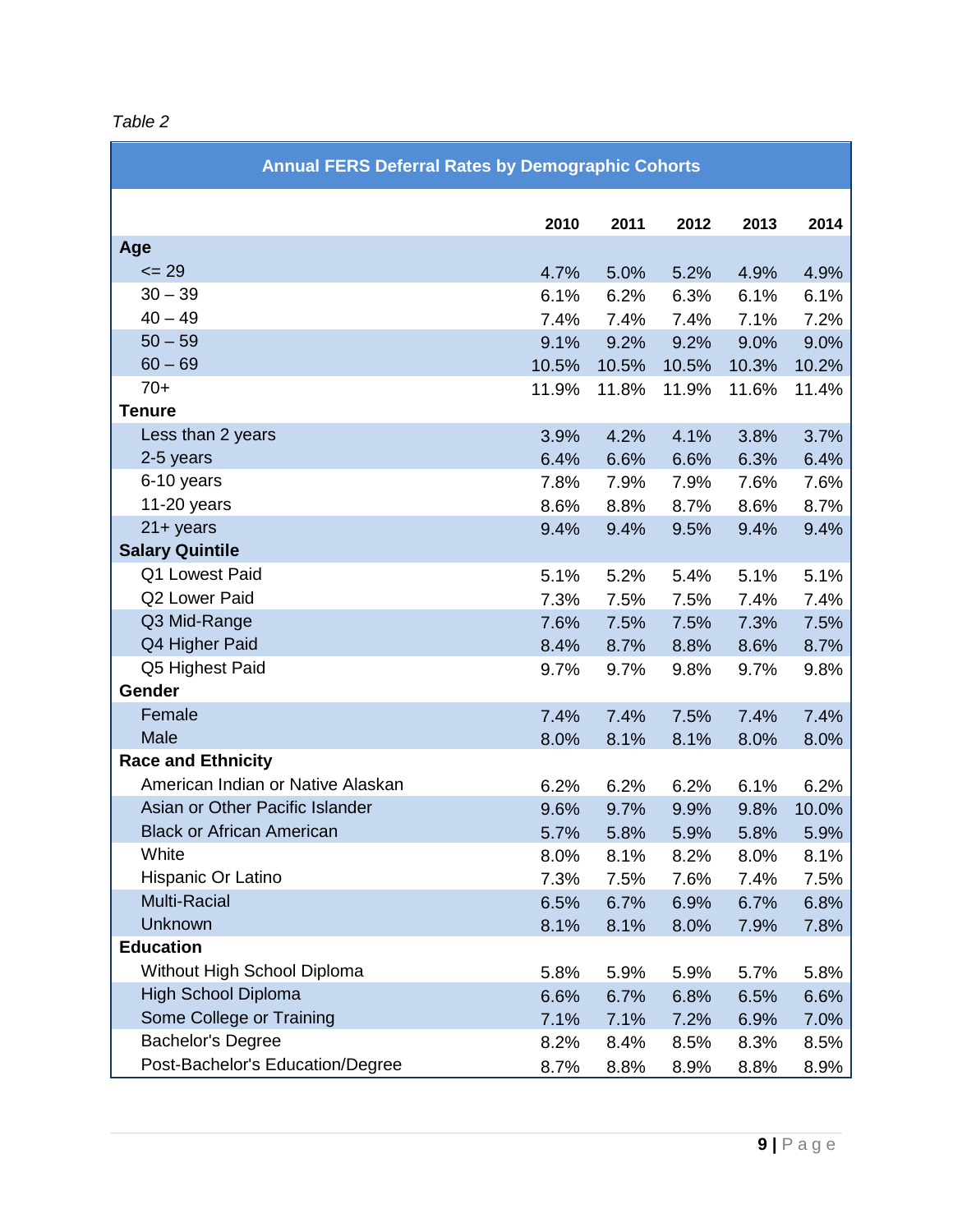*Table 2*

| Annual FERS Deferral Rates by Demographic Cohorts | | | | | |
|---|---|---|---|---|---|
| | **2010** | **2011** | **2012** | **2013** | **2014** |
| **Age** | | | | | |
| <= 29 | 4.7% | 5.0% | 5.2% | 4.9% | 4.9% |
| 30 – 39 | 6.1% | 6.2% | 6.3% | 6.1% | 6.1% |
| 40 – 49 | 7.4% | 7.4% | 7.4% | 7.1% | 7.2% |
| 50 – 59 | 9.1% | 9.2% | 9.2% | 9.0% | 9.0% |
| 60 – 69 | 10.5% | 10.5% | 10.5% | 10.3% | 10.2% |
| 70+ | 11.9% | 11.8% | 11.9% | 11.6% | 11.4% |
| **Tenure** | | | | | |
| Less than 2 years | 3.9% | 4.2% | 4.1% | 3.8% | 3.7% |
| 2-5 years | 6.4% | 6.6% | 6.6% | 6.3% | 6.4% |
| 6-10 years | 7.8% | 7.9% | 7.9% | 7.6% | 7.6% |
| 11-20 years | 8.6% | 8.8% | 8.7% | 8.6% | 8.7% |
| 21+ years | 9.4% | 9.4% | 9.5% | 9.4% | 9.4% |
| **Salary Quintile** | | | | | |
| Q1 Lowest Paid | 5.1% | 5.2% | 5.4% | 5.1% | 5.1% |
| Q2 Lower Paid | 7.3% | 7.5% | 7.5% | 7.4% | 7.4% |
| Q3 Mid-Range | 7.6% | 7.5% | 7.5% | 7.3% | 7.5% |
| Q4 Higher Paid | 8.4% | 8.7% | 8.8% | 8.6% | 8.7% |
| Q5 Highest Paid | 9.7% | 9.7% | 9.8% | 9.7% | 9.8% |
| **Gender** | | | | | |
| Female | 7.4% | 7.4% | 7.5% | 7.4% | 7.4% |
| Male | 8.0% | 8.1% | 8.1% | 8.0% | 8.0% |
| **Race and Ethnicity** | | | | | |
| American Indian or Native Alaskan | 6.2% | 6.2% | 6.2% | 6.1% | 6.2% |
| Asian or Other Pacific Islander | 9.6% | 9.7% | 9.9% | 9.8% | 10.0% |
| Black or African American | 5.7% | 5.8% | 5.9% | 5.8% | 5.9% |
| White | 8.0% | 8.1% | 8.2% | 8.0% | 8.1% |
| Hispanic Or Latino | 7.3% | 7.5% | 7.6% | 7.4% | 7.5% |
| Multi-Racial | 6.5% | 6.7% | 6.9% | 6.7% | 6.8% |
| Unknown | 8.1% | 8.1% | 8.0% | 7.9% | 7.8% |
| **Education** | | | | | |
| Without High School Diploma | 5.8% | 5.9% | 5.9% | 5.7% | 5.8% |
| High School Diploma | 6.6% | 6.7% | 6.8% | 6.5% | 6.6% |
| Some College or Training | 7.1% | 7.1% | 7.2% | 6.9% | 7.0% |
| Bachelor's Degree | 8.2% | 8.4% | 8.5% | 8.3% | 8.5% |
| Post-Bachelor's Education/Degree | 8.7% | 8.8% | 8.9% | 8.8% | 8.9% |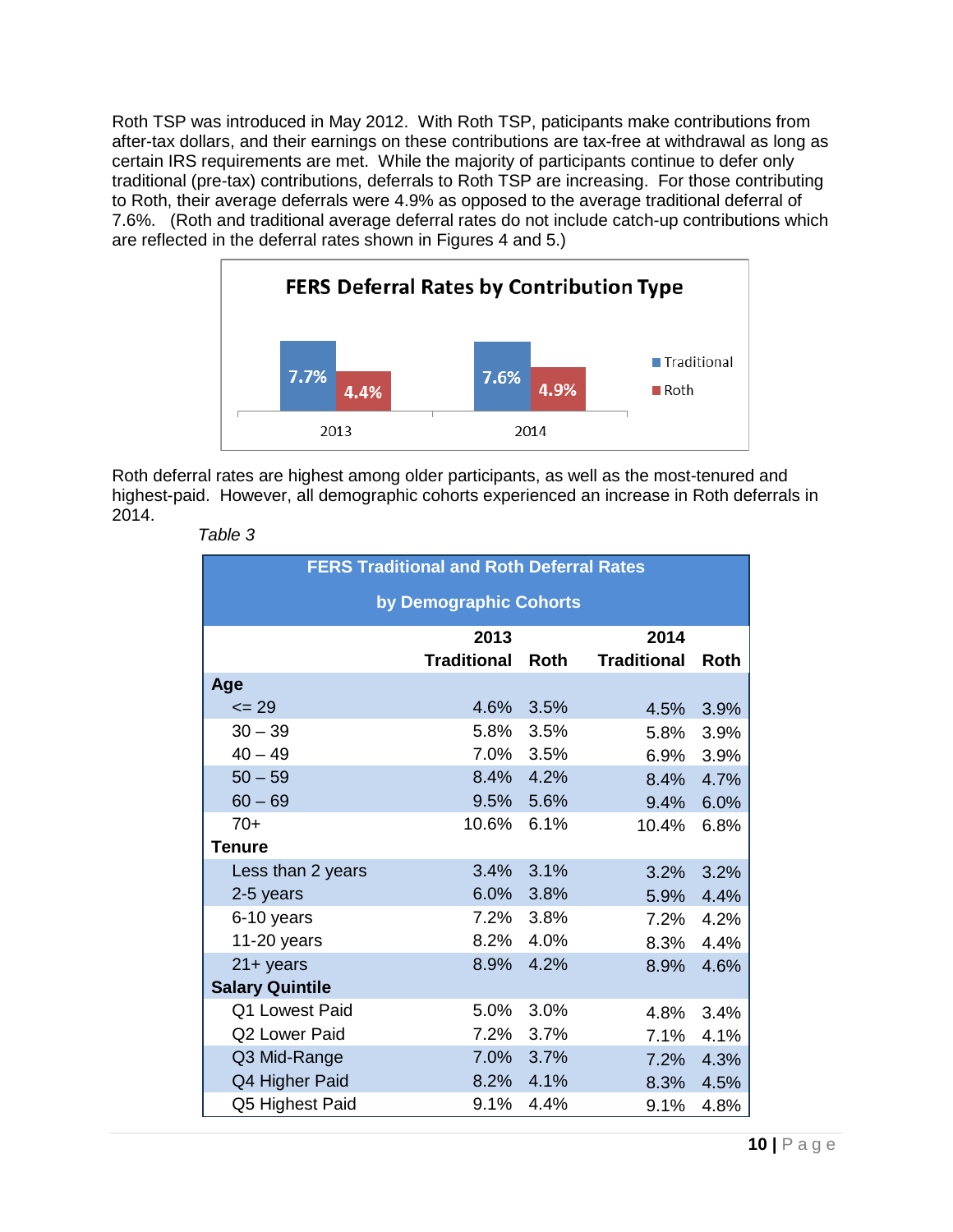Roth TSP was introduced in May 2012. With Roth TSP, paticipants make contributions from after-tax dollars, and their earnings on these contributions are tax-free at withdrawal as long as certain IRS requirements are met. While the majority of participants continue to defer only traditional (pre-tax) contributions, deferrals to Roth TSP are increasing. For those contributing to Roth, their average deferrals were 4.9% as opposed to the average traditional deferral of 7.6%. (Roth and traditional average deferral rates do not include catch-up contributions which are reflected in the deferral rates shown in Figures 4 and 5.)

**FERS Deferral Rates by Contribution Type**

| | Traditional | Roth |
|---|---|---|
| 2013 | 7.7% | 4.4% |
| 2014 | 7.6% | 4.9% |

Roth deferral rates are highest among older participants, as well as the most-tenured and highest-paid. However, all demographic cohorts experienced an increase in Roth deferrals in 2014.

*Table 3*

**FERS Traditional and Roth Deferral Rates by Demographic Cohorts**

| | 2013 | | 2014 | |
|---|---|---|---|---|
| | Traditional | Roth | Traditional | Roth |
| **Age** | | | | |
| <= 29 | 4.6% | 3.5% | 4.5% | 3.9% |
| 30 – 39 | 5.8% | 3.5% | 5.8% | 3.9% |
| 40 – 49 | 7.0% | 3.5% | 6.9% | 3.9% |
| 50 – 59 | 8.4% | 4.2% | 8.4% | 4.7% |
| 60 – 69 | 9.5% | 5.6% | 9.4% | 6.0% |
| 70+ | 10.6% | 6.1% | 10.4% | 6.8% |
| **Tenure** | | | | |
| Less than 2 years | 3.4% | 3.1% | 3.2% | 3.2% |
| 2-5 years | 6.0% | 3.8% | 5.9% | 4.4% |
| 6-10 years | 7.2% | 3.8% | 7.2% | 4.2% |
| 11-20 years | 8.2% | 4.0% | 8.3% | 4.4% |
| 21+ years | 8.9% | 4.2% | 8.9% | 4.6% |
| **Salary Quintile** | | | | |
| Q1 Lowest Paid | 5.0% | 3.0% | 4.8% | 3.4% |
| Q2 Lower Paid | 7.2% | 3.7% | 7.1% | 4.1% |
| Q3 Mid-Range | 7.0% | 3.7% | 7.2% | 4.3% |
| Q4 Higher Paid | 8.2% | 4.1% | 8.3% | 4.5% |
| Q5 Highest Paid | 9.1% | 4.4% | 9.1% | 4.8% |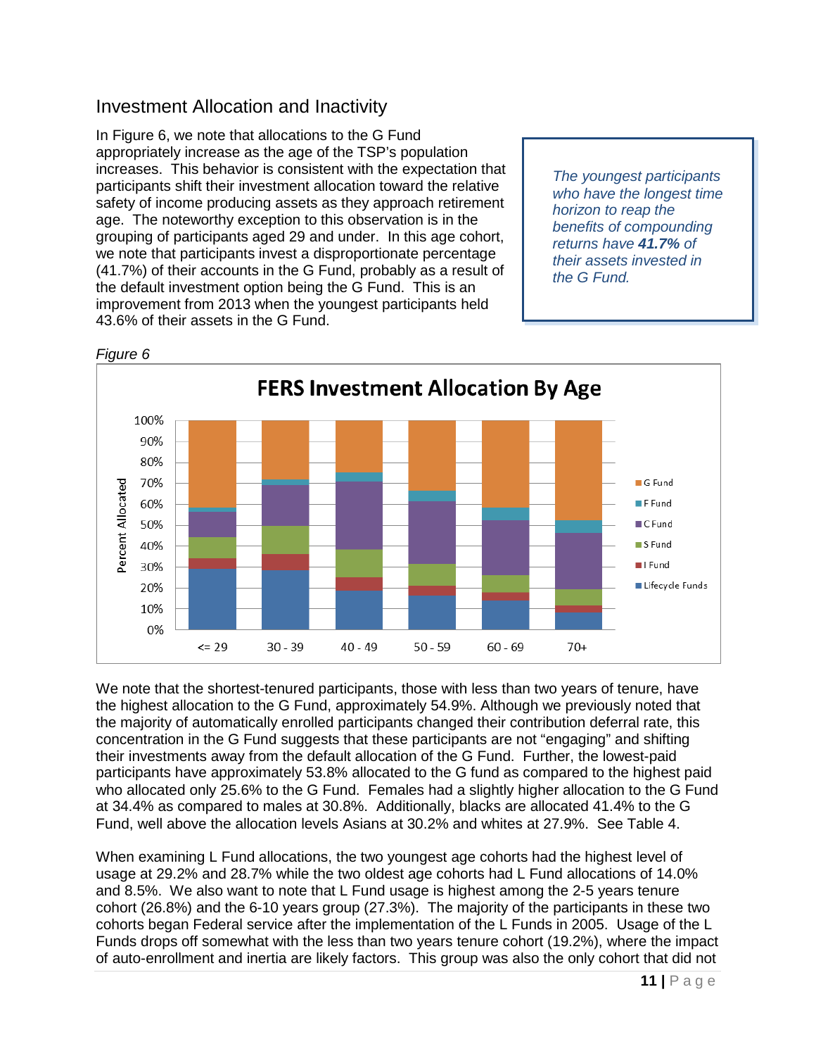## Investment Allocation and Inactivity

In Figure 6, we note that allocations to the G Fund appropriately increase as the age of the TSP's population increases. This behavior is consistent with the expectation that participants shift their investment allocation toward the relative safety of income producing assets as they approach retirement age. The noteworthy exception to this observation is in the grouping of participants aged 29 and under. In this age cohort, we note that participants invest a disproportionate percentage (41.7%) of their accounts in the G Fund, probably as a result of the default investment option being the G Fund. This is an improvement from 2013 when the youngest participants held 43.6% of their assets in the G Fund.

> *The youngest participants who have the longest time horizon to reap the benefits of compounding returns have **41.7%** of their assets invested in the G Fund.*

*Figure 6*

We note that the shortest-tenured participants, those with less than two years of tenure, have the highest allocation to the G Fund, approximately 54.9%. Although we previously noted that the majority of automatically enrolled participants changed their contribution deferral rate, this concentration in the G Fund suggests that these participants are not "engaging" and shifting their investments away from the default allocation of the G Fund. Further, the lowest-paid participants have approximately 53.8% allocated to the G fund as compared to the highest paid who allocated only 25.6% to the G Fund. Females had a slightly higher allocation to the G Fund at 34.4% as compared to males at 30.8%. Additionally, blacks are allocated 41.4% to the G Fund, well above the allocation levels Asians at 30.2% and whites at 27.9%. See Table 4.

When examining L Fund allocations, the two youngest age cohorts had the highest level of usage at 29.2% and 28.7% while the two oldest age cohorts had L Fund allocations of 14.0% and 8.5%. We also want to note that L Fund usage is highest among the 2-5 years tenure cohort (26.8%) and the 6-10 years group (27.3%). The majority of the participants in these two cohorts began Federal service after the implementation of the L Funds in 2005. Usage of the L Funds drops off somewhat with the less than two years tenure cohort (19.2%), where the impact of auto-enrollment and inertia are likely factors. This group was also the only cohort that did not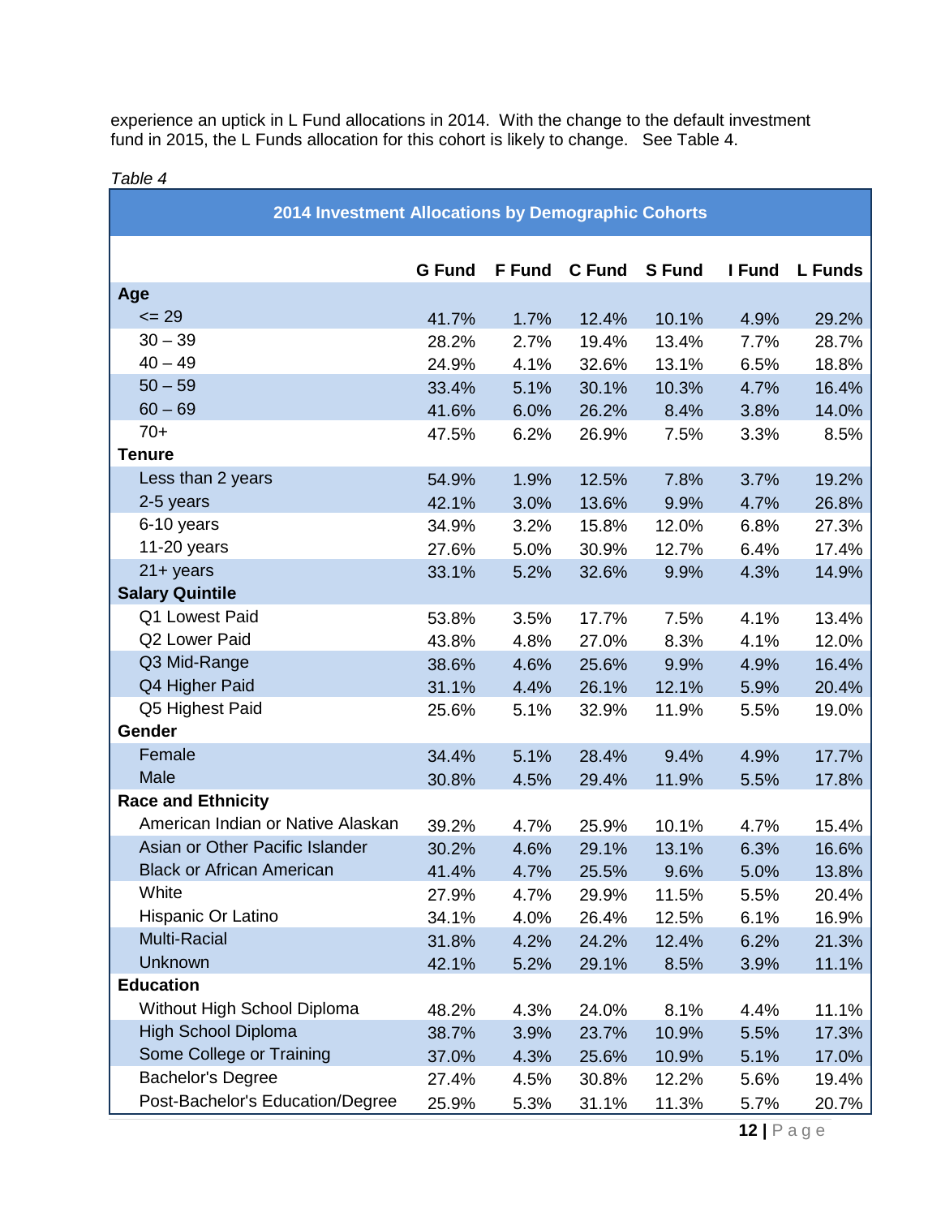experience an uptick in L Fund allocations in 2014. With the change to the default investment fund in 2015, the L Funds allocation for this cohort is likely to change. See Table 4.

*Table 4*

| 2014 Investment Allocations by Demographic Cohorts | | | | | | |
|---|---|---|---|---|---|---|
| | G Fund | F Fund | C Fund | S Fund | I Fund | L Funds |
| **Age** | | | | | | |
| <= 29 | 41.7% | 1.7% | 12.4% | 10.1% | 4.9% | 29.2% |
| 30 – 39 | 28.2% | 2.7% | 19.4% | 13.4% | 7.7% | 28.7% |
| 40 – 49 | 24.9% | 4.1% | 32.6% | 13.1% | 6.5% | 18.8% |
| 50 – 59 | 33.4% | 5.1% | 30.1% | 10.3% | 4.7% | 16.4% |
| 60 – 69 | 41.6% | 6.0% | 26.2% | 8.4% | 3.8% | 14.0% |
| 70+ | 47.5% | 6.2% | 26.9% | 7.5% | 3.3% | 8.5% |
| **Tenure** | | | | | | |
| Less than 2 years | 54.9% | 1.9% | 12.5% | 7.8% | 3.7% | 19.2% |
| 2-5 years | 42.1% | 3.0% | 13.6% | 9.9% | 4.7% | 26.8% |
| 6-10 years | 34.9% | 3.2% | 15.8% | 12.0% | 6.8% | 27.3% |
| 11-20 years | 27.6% | 5.0% | 30.9% | 12.7% | 6.4% | 17.4% |
| 21+ years | 33.1% | 5.2% | 32.6% | 9.9% | 4.3% | 14.9% |
| **Salary Quintile** | | | | | | |
| Q1 Lowest Paid | 53.8% | 3.5% | 17.7% | 7.5% | 4.1% | 13.4% |
| Q2 Lower Paid | 43.8% | 4.8% | 27.0% | 8.3% | 4.1% | 12.0% |
| Q3 Mid-Range | 38.6% | 4.6% | 25.6% | 9.9% | 4.9% | 16.4% |
| Q4 Higher Paid | 31.1% | 4.4% | 26.1% | 12.1% | 5.9% | 20.4% |
| Q5 Highest Paid | 25.6% | 5.1% | 32.9% | 11.9% | 5.5% | 19.0% |
| **Gender** | | | | | | |
| Female | 34.4% | 5.1% | 28.4% | 9.4% | 4.9% | 17.7% |
| Male | 30.8% | 4.5% | 29.4% | 11.9% | 5.5% | 17.8% |
| **Race and Ethnicity** | | | | | | |
| American Indian or Native Alaskan | 39.2% | 4.7% | 25.9% | 10.1% | 4.7% | 15.4% |
| Asian or Other Pacific Islander | 30.2% | 4.6% | 29.1% | 13.1% | 6.3% | 16.6% |
| Black or African American | 41.4% | 4.7% | 25.5% | 9.6% | 5.0% | 13.8% |
| White | 27.9% | 4.7% | 29.9% | 11.5% | 5.5% | 20.4% |
| Hispanic Or Latino | 34.1% | 4.0% | 26.4% | 12.5% | 6.1% | 16.9% |
| Multi-Racial | 31.8% | 4.2% | 24.2% | 12.4% | 6.2% | 21.3% |
| Unknown | 42.1% | 5.2% | 29.1% | 8.5% | 3.9% | 11.1% |
| **Education** | | | | | | |
| Without High School Diploma | 48.2% | 4.3% | 24.0% | 8.1% | 4.4% | 11.1% |
| High School Diploma | 38.7% | 3.9% | 23.7% | 10.9% | 5.5% | 17.3% |
| Some College or Training | 37.0% | 4.3% | 25.6% | 10.9% | 5.1% | 17.0% |
| Bachelor's Degree | 27.4% | 4.5% | 30.8% | 12.2% | 5.6% | 19.4% |
| Post-Bachelor's Education/Degree | 25.9% | 5.3% | 31.1% | 11.3% | 5.7% | 20.7% |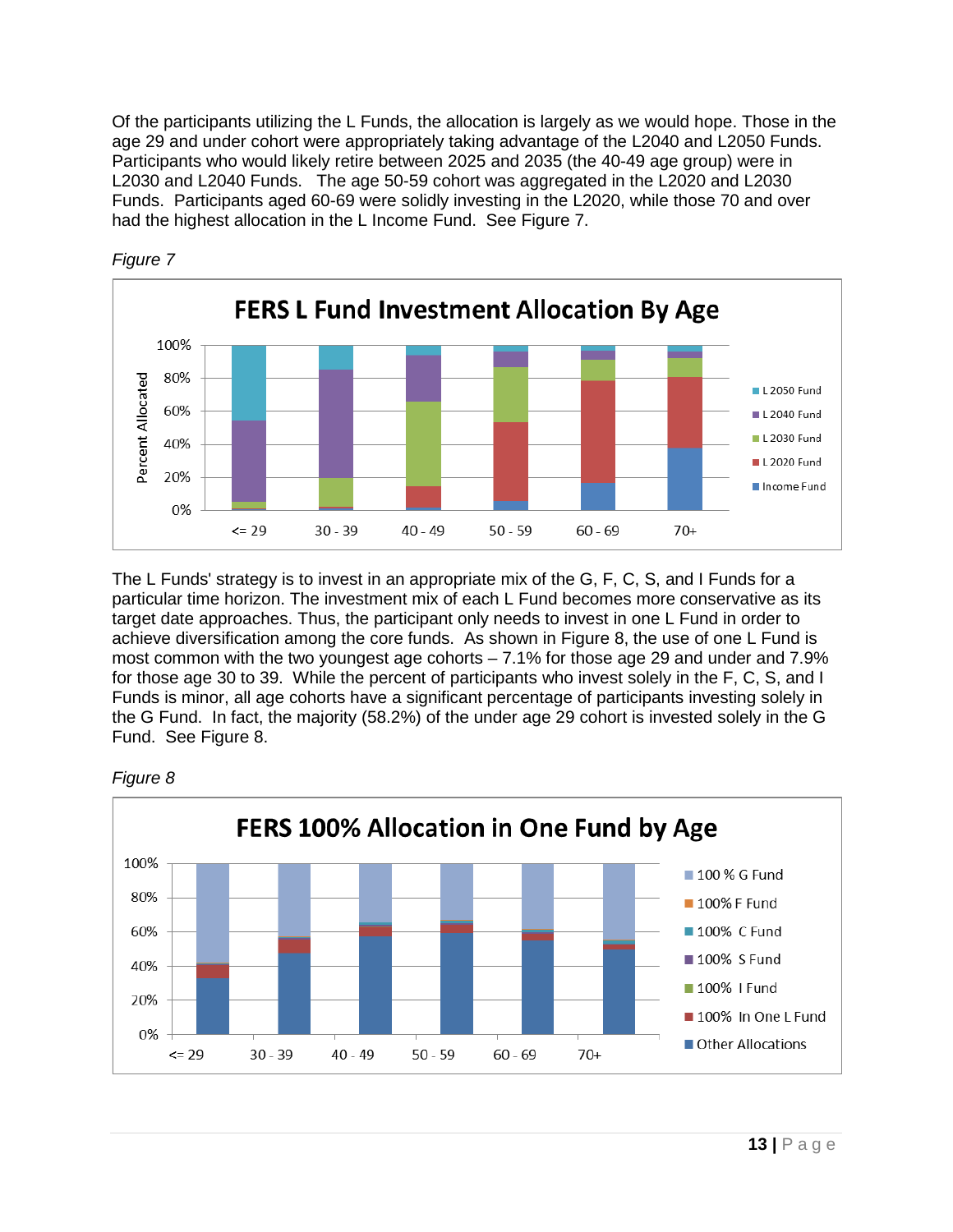Of the participants utilizing the L Funds, the allocation is largely as we would hope. Those in the age 29 and under cohort were appropriately taking advantage of the L2040 and L2050 Funds. Participants who would likely retire between 2025 and 2035 (the 40-49 age group) were in L2030 and L2040 Funds. The age 50-59 cohort was aggregated in the L2020 and L2030 Funds. Participants aged 60-69 were solidly investing in the L2020, while those 70 and over had the highest allocation in the L Income Fund. See Figure 7.

*Figure 7*

The L Funds' strategy is to invest in an appropriate mix of the G, F, C, S, and I Funds for a particular time horizon. The investment mix of each L Fund becomes more conservative as its target date approaches. Thus, the participant only needs to invest in one L Fund in order to achieve diversification among the core funds. As shown in Figure 8, the use of one L Fund is most common with the two youngest age cohorts – 7.1% for those age 29 and under and 7.9% for those age 30 to 39. While the percent of participants who invest solely in the F, C, S, and I Funds is minor, all age cohorts have a significant percentage of participants investing solely in the G Fund. In fact, the majority (58.2%) of the under age 29 cohort is invested solely in the G Fund. See Figure 8.

*Figure 8*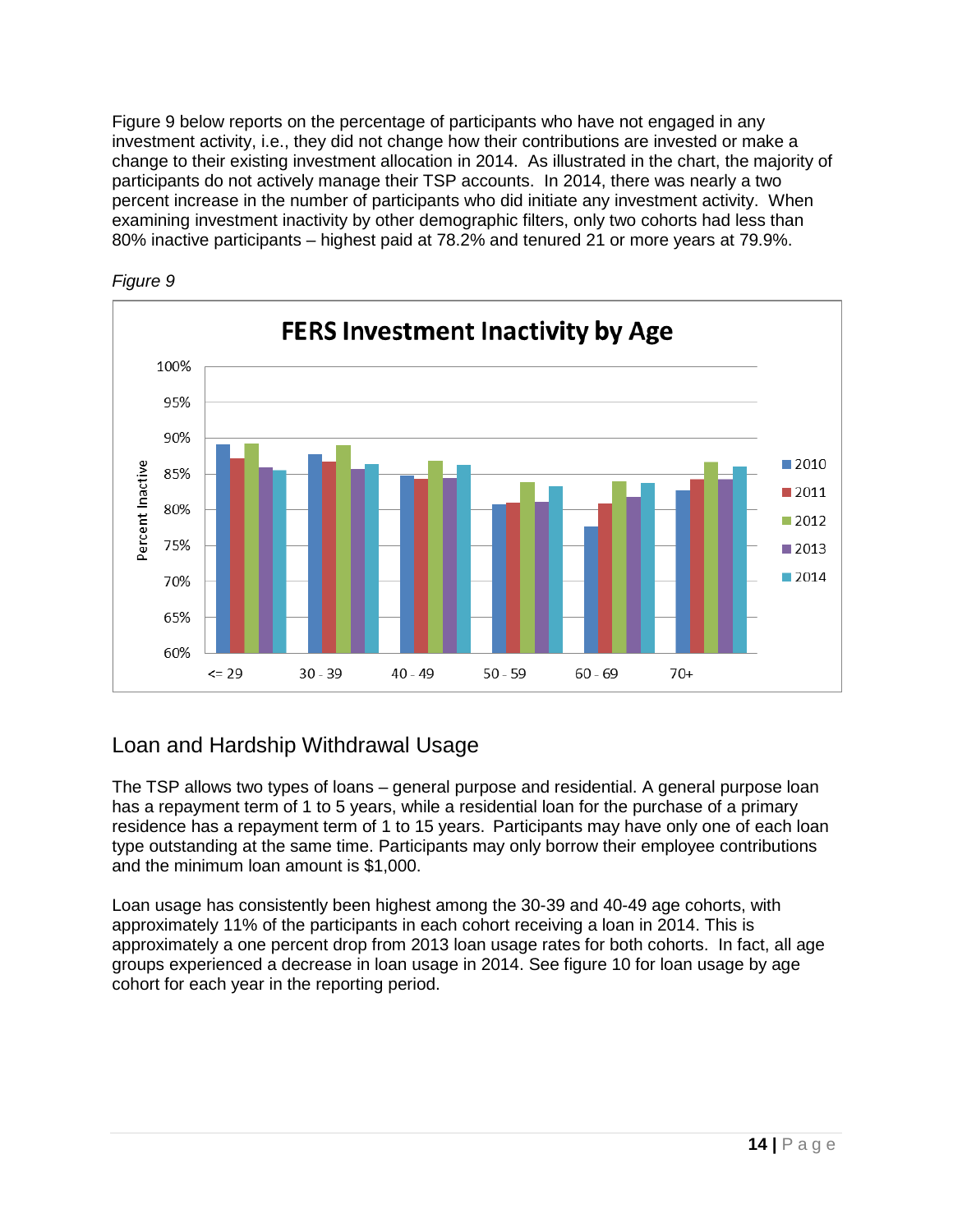Figure 9 below reports on the percentage of participants who have not engaged in any investment activity, i.e., they did not change how their contributions are invested or make a change to their existing investment allocation in 2014. As illustrated in the chart, the majority of participants do not actively manage their TSP accounts. In 2014, there was nearly a two percent increase in the number of participants who did initiate any investment activity. When examining investment inactivity by other demographic filters, only two cohorts had less than 80% inactive participants – highest paid at 78.2% and tenured 21 or more years at 79.9%.

*Figure 9*

## Loan and Hardship Withdrawal Usage

The TSP allows two types of loans – general purpose and residential. A general purpose loan has a repayment term of 1 to 5 years, while a residential loan for the purchase of a primary residence has a repayment term of 1 to 15 years. Participants may have only one of each loan type outstanding at the same time. Participants may only borrow their employee contributions and the minimum loan amount is $1,000.

Loan usage has consistently been highest among the 30-39 and 40-49 age cohorts, with approximately 11% of the participants in each cohort receiving a loan in 2014. This is approximately a one percent drop from 2013 loan usage rates for both cohorts. In fact, all age groups experienced a decrease in loan usage in 2014. See figure 10 for loan usage by age cohort for each year in the reporting period.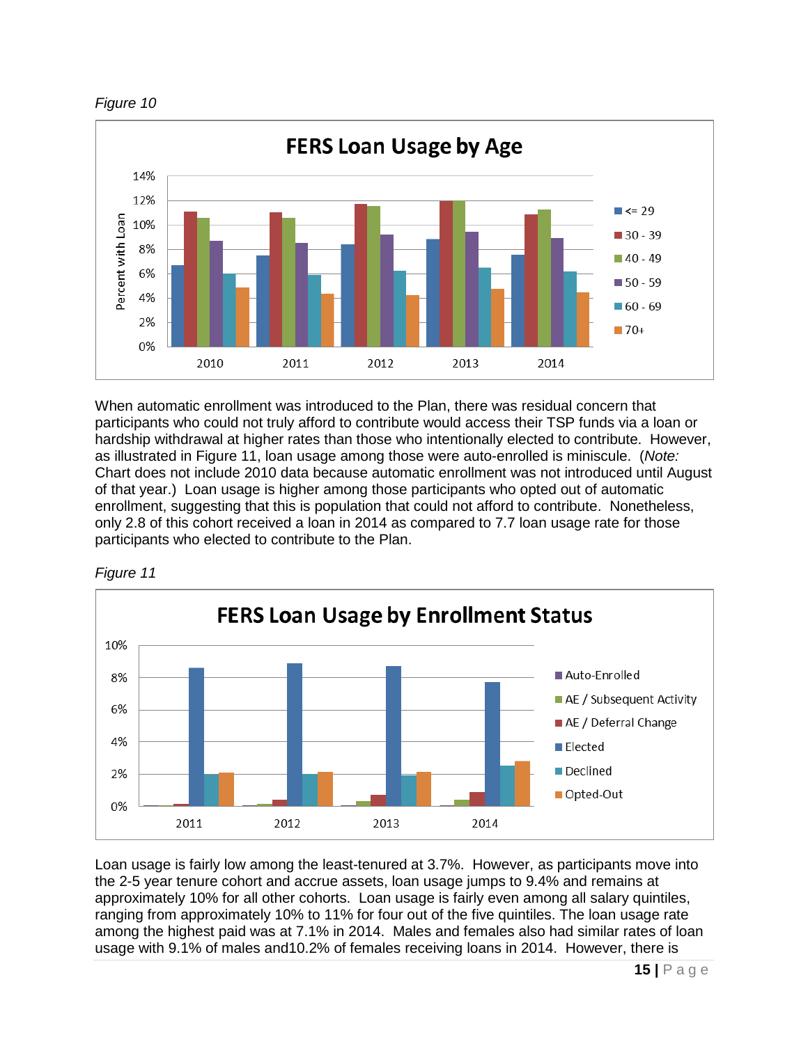*Figure 10*

When automatic enrollment was introduced to the Plan, there was residual concern that participants who could not truly afford to contribute would access their TSP funds via a loan or hardship withdrawal at higher rates than those who intentionally elected to contribute. However, as illustrated in Figure 11, loan usage among those were auto-enrolled is miniscule. (*Note:* Chart does not include 2010 data because automatic enrollment was not introduced until August of that year.) Loan usage is higher among those participants who opted out of automatic enrollment, suggesting that this is population that could not afford to contribute. Nonetheless, only 2.8 of this cohort received a loan in 2014 as compared to 7.7 loan usage rate for those participants who elected to contribute to the Plan.

*Figure 11*

Loan usage is fairly low among the least-tenured at 3.7%. However, as participants move into the 2-5 year tenure cohort and accrue assets, loan usage jumps to 9.4% and remains at approximately 10% for all other cohorts. Loan usage is fairly even among all salary quintiles, ranging from approximately 10% to 11% for four out of the five quintiles. The loan usage rate among the highest paid was at 7.1% in 2014. Males and females also had similar rates of loan usage with 9.1% of males and10.2% of females receiving loans in 2014. However, there is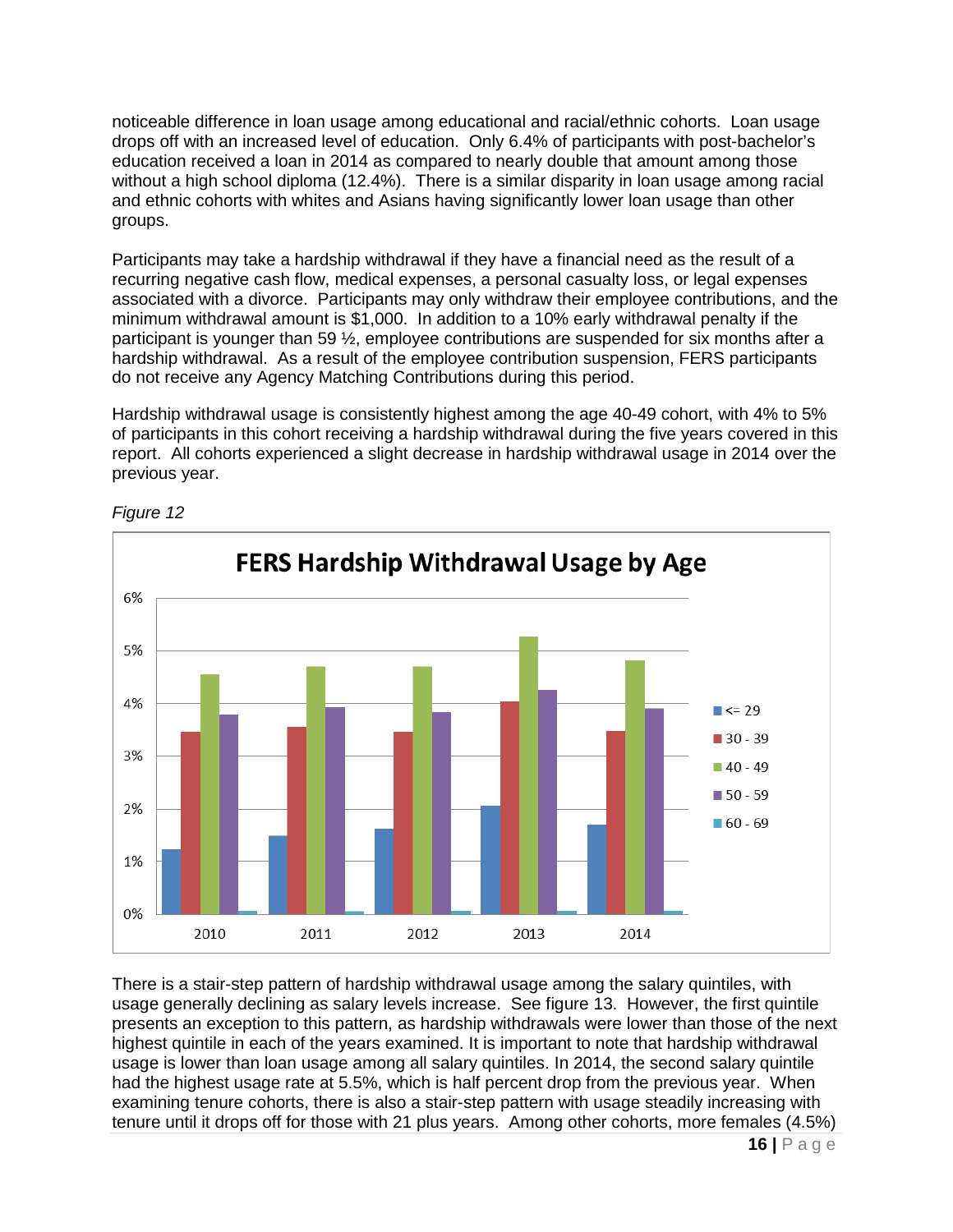noticeable difference in loan usage among educational and racial/ethnic cohorts. Loan usage drops off with an increased level of education. Only 6.4% of participants with post-bachelor's education received a loan in 2014 as compared to nearly double that amount among those without a high school diploma (12.4%). There is a similar disparity in loan usage among racial and ethnic cohorts with whites and Asians having significantly lower loan usage than other groups.

Participants may take a hardship withdrawal if they have a financial need as the result of a recurring negative cash flow, medical expenses, a personal casualty loss, or legal expenses associated with a divorce. Participants may only withdraw their employee contributions, and the minimum withdrawal amount is $1,000. In addition to a 10% early withdrawal penalty if the participant is younger than 59 ½, employee contributions are suspended for six months after a hardship withdrawal. As a result of the employee contribution suspension, FERS participants do not receive any Agency Matching Contributions during this period.

Hardship withdrawal usage is consistently highest among the age 40-49 cohort, with 4% to 5% of participants in this cohort receiving a hardship withdrawal during the five years covered in this report. All cohorts experienced a slight decrease in hardship withdrawal usage in 2014 over the previous year.

*Figure 12*

There is a stair-step pattern of hardship withdrawal usage among the salary quintiles, with usage generally declining as salary levels increase. See figure 13. However, the first quintile presents an exception to this pattern, as hardship withdrawals were lower than those of the next highest quintile in each of the years examined. It is important to note that hardship withdrawal usage is lower than loan usage among all salary quintiles. In 2014, the second salary quintile had the highest usage rate at 5.5%, which is half percent drop from the previous year. When examining tenure cohorts, there is also a stair-step pattern with usage steadily increasing with tenure until it drops off for those with 21 plus years. Among other cohorts, more females (4.5%)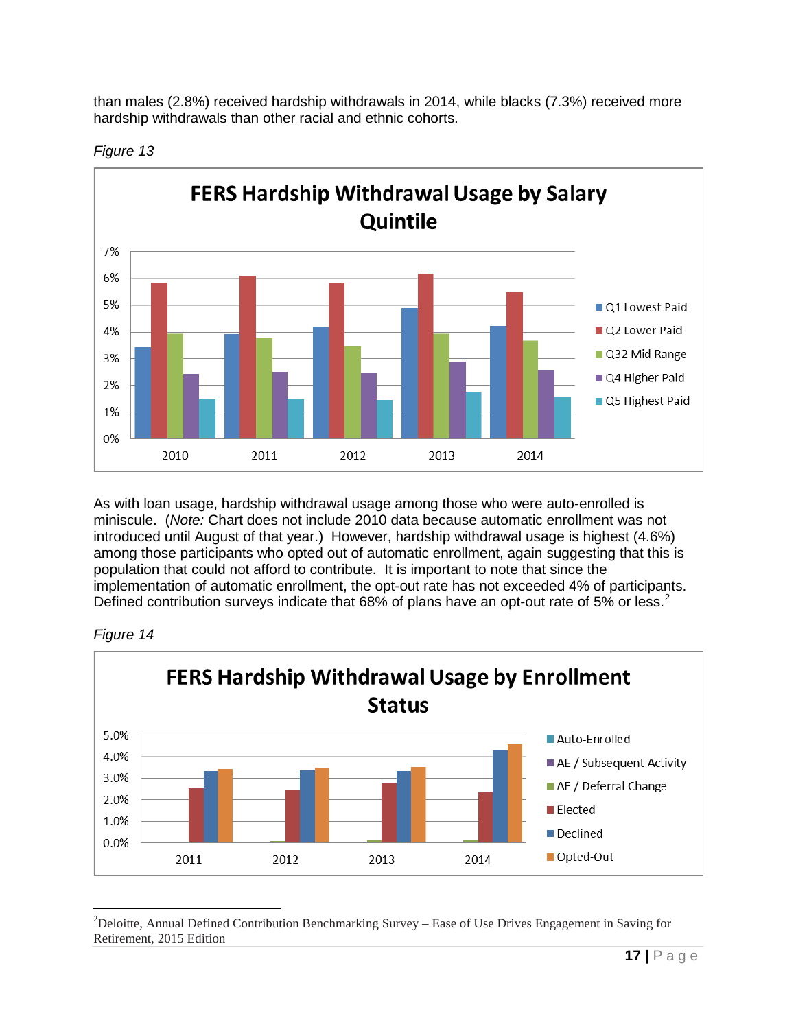than males (2.8%) received hardship withdrawals in 2014, while blacks (7.3%) received more hardship withdrawals than other racial and ethnic cohorts.

*Figure 13*

**FERS Hardship Withdrawal Usage by Salary Quintile**

As with loan usage, hardship withdrawal usage among those who were auto-enrolled is miniscule. (*Note:* Chart does not include 2010 data because automatic enrollment was not introduced until August of that year.) However, hardship withdrawal usage is highest (4.6%) among those participants who opted out of automatic enrollment, again suggesting that this is population that could not afford to contribute. It is important to note that since the implementation of automatic enrollment, the opt-out rate has not exceeded 4% of participants. Defined contribution surveys indicate that 68% of plans have an opt-out rate of 5% or less.[2]

*Figure 14*

**FERS Hardship Withdrawal Usage by Enrollment Status**

[2]Deloitte, Annual Defined Contribution Benchmarking Survey – Ease of Use Drives Engagement in Saving for Retirement, 2015 Edition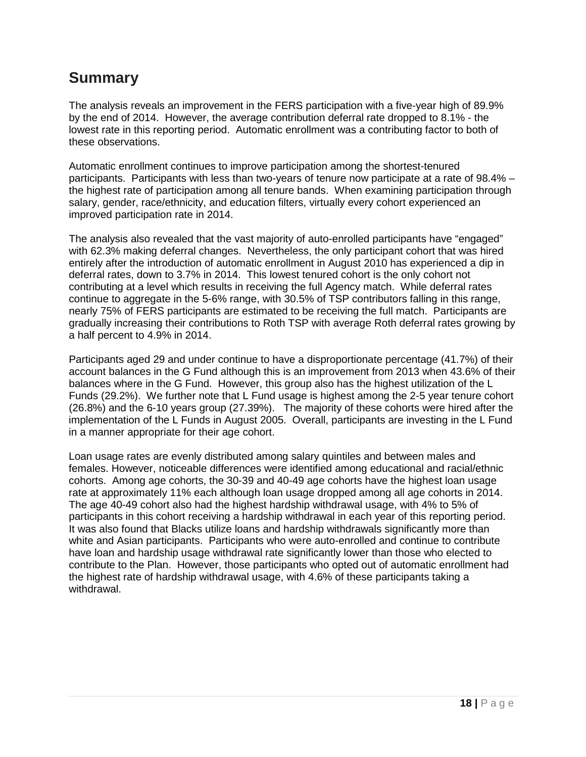## Summary

The analysis reveals an improvement in the FERS participation with a five-year high of 89.9% by the end of 2014. However, the average contribution deferral rate dropped to 8.1% - the lowest rate in this reporting period. Automatic enrollment was a contributing factor to both of these observations.

Automatic enrollment continues to improve participation among the shortest-tenured participants. Participants with less than two-years of tenure now participate at a rate of 98.4% – the highest rate of participation among all tenure bands. When examining participation through salary, gender, race/ethnicity, and education filters, virtually every cohort experienced an improved participation rate in 2014.

The analysis also revealed that the vast majority of auto-enrolled participants have "engaged" with 62.3% making deferral changes. Nevertheless, the only participant cohort that was hired entirely after the introduction of automatic enrollment in August 2010 has experienced a dip in deferral rates, down to 3.7% in 2014. This lowest tenured cohort is the only cohort not contributing at a level which results in receiving the full Agency match. While deferral rates continue to aggregate in the 5-6% range, with 30.5% of TSP contributors falling in this range, nearly 75% of FERS participants are estimated to be receiving the full match. Participants are gradually increasing their contributions to Roth TSP with average Roth deferral rates growing by a half percent to 4.9% in 2014.

Participants aged 29 and under continue to have a disproportionate percentage (41.7%) of their account balances in the G Fund although this is an improvement from 2013 when 43.6% of their balances where in the G Fund. However, this group also has the highest utilization of the L Funds (29.2%). We further note that L Fund usage is highest among the 2-5 year tenure cohort (26.8%) and the 6-10 years group (27.39%). The majority of these cohorts were hired after the implementation of the L Funds in August 2005. Overall, participants are investing in the L Fund in a manner appropriate for their age cohort.

Loan usage rates are evenly distributed among salary quintiles and between males and females. However, noticeable differences were identified among educational and racial/ethnic cohorts. Among age cohorts, the 30-39 and 40-49 age cohorts have the highest loan usage rate at approximately 11% each although loan usage dropped among all age cohorts in 2014. The age 40-49 cohort also had the highest hardship withdrawal usage, with 4% to 5% of participants in this cohort receiving a hardship withdrawal in each year of this reporting period. It was also found that Blacks utilize loans and hardship withdrawals significantly more than white and Asian participants. Participants who were auto-enrolled and continue to contribute have loan and hardship usage withdrawal rate significantly lower than those who elected to contribute to the Plan. However, those participants who opted out of automatic enrollment had the highest rate of hardship withdrawal usage, with 4.6% of these participants taking a withdrawal.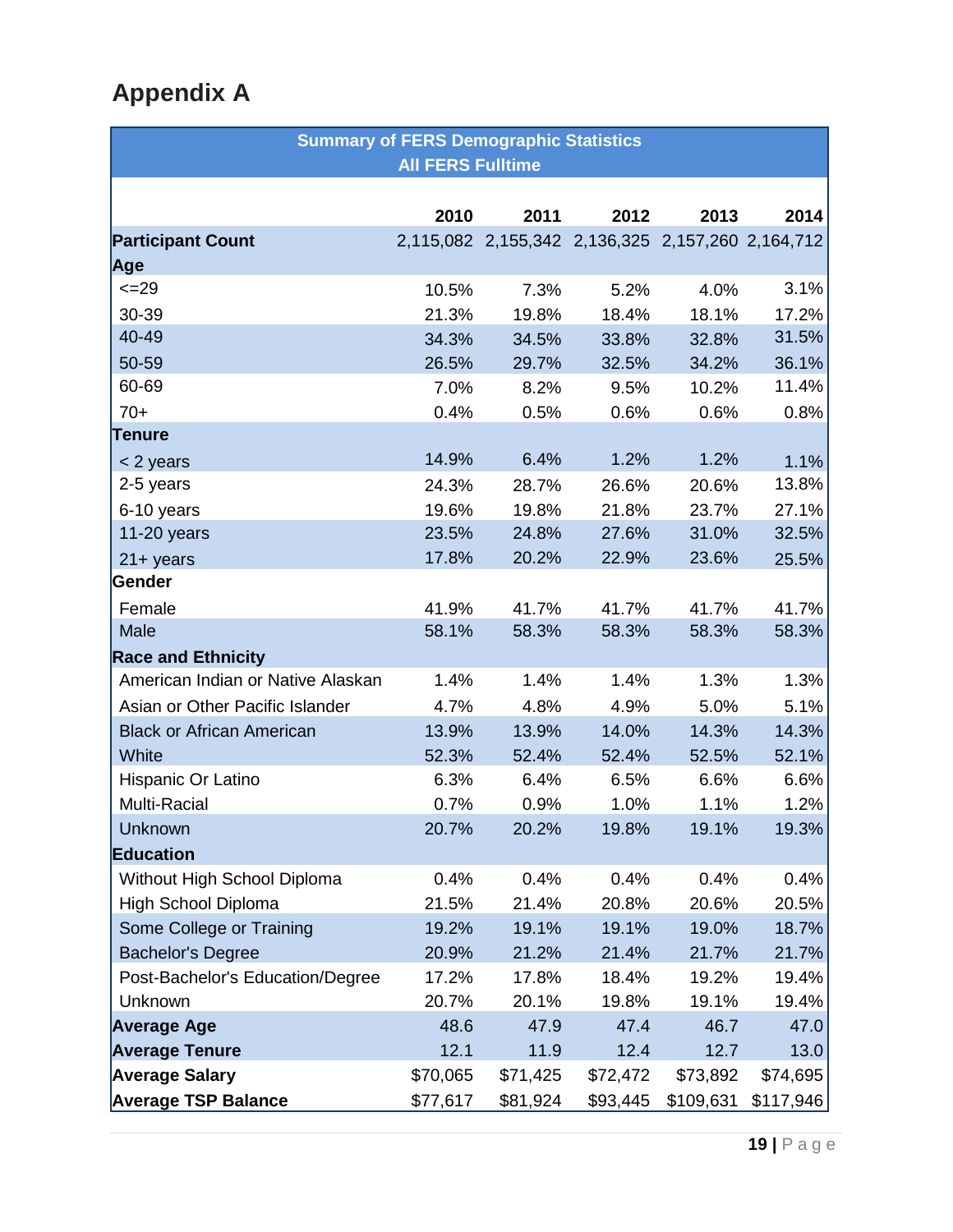# Appendix A

| Summary of FERS Demographic Statistics<br>All FERS Fulltime | | | | | |
|---|---|---|---|---|---|
| | 2010 | 2011 | 2012 | 2013 | 2014 |
| **Participant Count** | 2,115,082 | 2,155,342 | 2,136,325 | 2,157,260 | 2,164,712 |
| **Age** | | | | | |
| <=29 | 10.5% | 7.3% | 5.2% | 4.0% | 3.1% |
| 30-39 | 21.3% | 19.8% | 18.4% | 18.1% | 17.2% |
| 40-49 | 34.3% | 34.5% | 33.8% | 32.8% | 31.5% |
| 50-59 | 26.5% | 29.7% | 32.5% | 34.2% | 36.1% |
| 60-69 | 7.0% | 8.2% | 9.5% | 10.2% | 11.4% |
| 70+ | 0.4% | 0.5% | 0.6% | 0.6% | 0.8% |
| **Tenure** | | | | | |
| < 2 years | 14.9% | 6.4% | 1.2% | 1.2% | 1.1% |
| 2-5 years | 24.3% | 28.7% | 26.6% | 20.6% | 13.8% |
| 6-10 years | 19.6% | 19.8% | 21.8% | 23.7% | 27.1% |
| 11-20 years | 23.5% | 24.8% | 27.6% | 31.0% | 32.5% |
| 21+ years | 17.8% | 20.2% | 22.9% | 23.6% | 25.5% |
| **Gender** | | | | | |
| Female | 41.9% | 41.7% | 41.7% | 41.7% | 41.7% |
| Male | 58.1% | 58.3% | 58.3% | 58.3% | 58.3% |
| **Race and Ethnicity** | | | | | |
| American Indian or Native Alaskan | 1.4% | 1.4% | 1.4% | 1.3% | 1.3% |
| Asian or Other Pacific Islander | 4.7% | 4.8% | 4.9% | 5.0% | 5.1% |
| Black or African American | 13.9% | 13.9% | 14.0% | 14.3% | 14.3% |
| White | 52.3% | 52.4% | 52.4% | 52.5% | 52.1% |
| Hispanic Or Latino | 6.3% | 6.4% | 6.5% | 6.6% | 6.6% |
| Multi-Racial | 0.7% | 0.9% | 1.0% | 1.1% | 1.2% |
| Unknown | 20.7% | 20.2% | 19.8% | 19.1% | 19.3% |
| **Education** | | | | | |
| Without High School Diploma | 0.4% | 0.4% | 0.4% | 0.4% | 0.4% |
| High School Diploma | 21.5% | 21.4% | 20.8% | 20.6% | 20.5% |
| Some College or Training | 19.2% | 19.1% | 19.1% | 19.0% | 18.7% |
| Bachelor's Degree | 20.9% | 21.2% | 21.4% | 21.7% | 21.7% |
| Post-Bachelor's Education/Degree | 17.2% | 17.8% | 18.4% | 19.2% | 19.4% |
| Unknown | 20.7% | 20.1% | 19.8% | 19.1% | 19.4% |
| **Average Age** | 48.6 | 47.9 | 47.4 | 46.7 | 47.0 |
| **Average Tenure** | 12.1 | 11.9 | 12.4 | 12.7 | 13.0 |
| **Average Salary** | $70,065 | $71,425 | $72,472 | $73,892 | $74,695 |
| **Average TSP Balance** | $77,617 | $81,924 | $93,445 | $109,631 | $117,946 |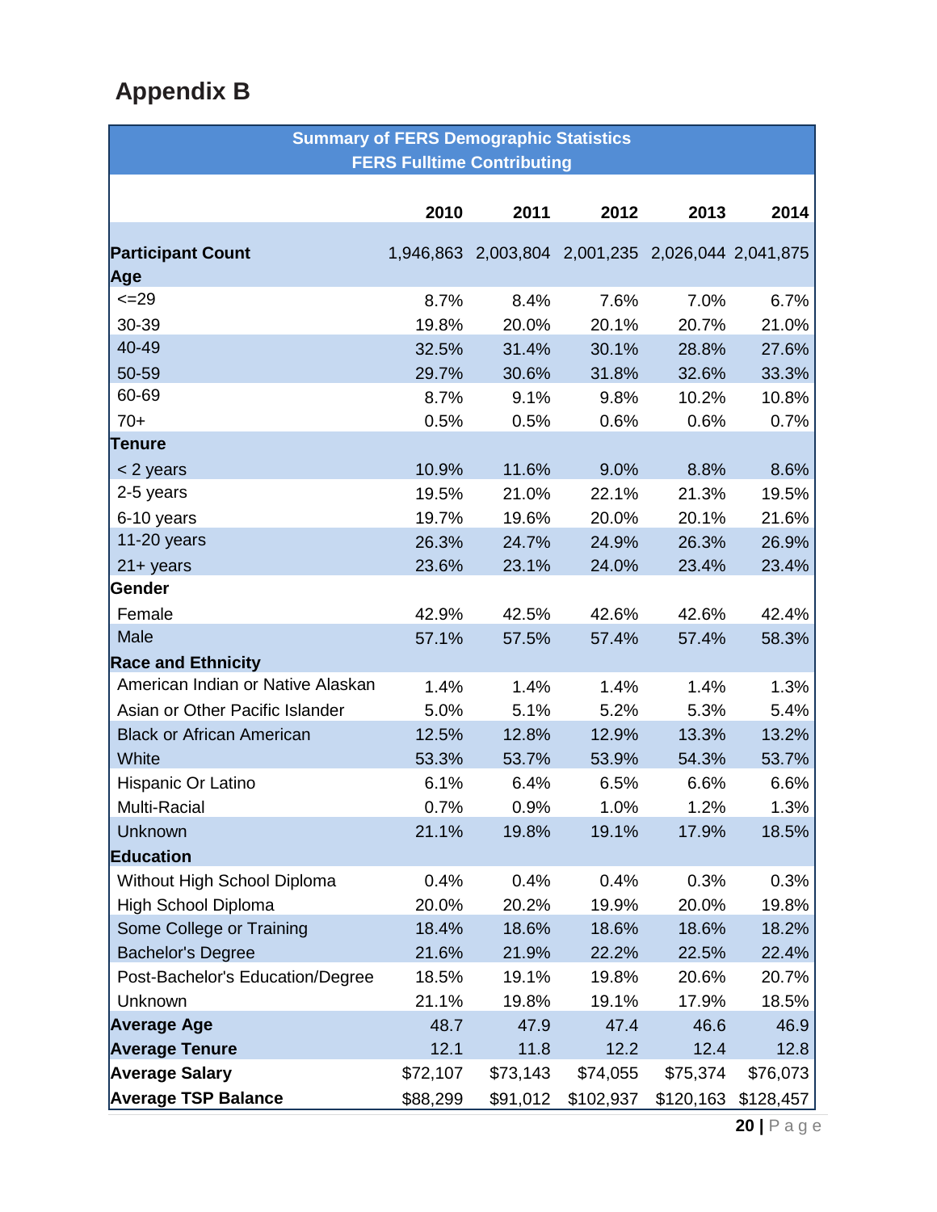# Appendix B

| Summary of FERS Demographic Statistics<br>FERS Fulltime Contributing | | | | | |
|---|---|---|---|---|---|
| | **2010** | **2011** | **2012** | **2013** | **2014** |
| **Participant Count** | 1,946,863 | 2,003,804 | 2,001,235 | 2,026,044 | 2,041,875 |
| **Age** | | | | | |
| <=29 | 8.7% | 8.4% | 7.6% | 7.0% | 6.7% |
| 30-39 | 19.8% | 20.0% | 20.1% | 20.7% | 21.0% |
| 40-49 | 32.5% | 31.4% | 30.1% | 28.8% | 27.6% |
| 50-59 | 29.7% | 30.6% | 31.8% | 32.6% | 33.3% |
| 60-69 | 8.7% | 9.1% | 9.8% | 10.2% | 10.8% |
| 70+ | 0.5% | 0.5% | 0.6% | 0.6% | 0.7% |
| **Tenure** | | | | | |
| < 2 years | 10.9% | 11.6% | 9.0% | 8.8% | 8.6% |
| 2-5 years | 19.5% | 21.0% | 22.1% | 21.3% | 19.5% |
| 6-10 years | 19.7% | 19.6% | 20.0% | 20.1% | 21.6% |
| 11-20 years | 26.3% | 24.7% | 24.9% | 26.3% | 26.9% |
| 21+ years | 23.6% | 23.1% | 24.0% | 23.4% | 23.4% |
| **Gender** | | | | | |
| Female | 42.9% | 42.5% | 42.6% | 42.6% | 42.4% |
| Male | 57.1% | 57.5% | 57.4% | 57.4% | 58.3% |
| **Race and Ethnicity** | | | | | |
| American Indian or Native Alaskan | 1.4% | 1.4% | 1.4% | 1.4% | 1.3% |
| Asian or Other Pacific Islander | 5.0% | 5.1% | 5.2% | 5.3% | 5.4% |
| Black or African American | 12.5% | 12.8% | 12.9% | 13.3% | 13.2% |
| White | 53.3% | 53.7% | 53.9% | 54.3% | 53.7% |
| Hispanic Or Latino | 6.1% | 6.4% | 6.5% | 6.6% | 6.6% |
| Multi-Racial | 0.7% | 0.9% | 1.0% | 1.2% | 1.3% |
| Unknown | 21.1% | 19.8% | 19.1% | 17.9% | 18.5% |
| **Education** | | | | | |
| Without High School Diploma | 0.4% | 0.4% | 0.4% | 0.3% | 0.3% |
| High School Diploma | 20.0% | 20.2% | 19.9% | 20.0% | 19.8% |
| Some College or Training | 18.4% | 18.6% | 18.6% | 18.6% | 18.2% |
| Bachelor's Degree | 21.6% | 21.9% | 22.2% | 22.5% | 22.4% |
| Post-Bachelor's Education/Degree | 18.5% | 19.1% | 19.8% | 20.6% | 20.7% |
| Unknown | 21.1% | 19.8% | 19.1% | 17.9% | 18.5% |
| **Average Age** | 48.7 | 47.9 | 47.4 | 46.6 | 46.9 |
| **Average Tenure** | 12.1 | 11.8 | 12.2 | 12.4 | 12.8 |
| **Average Salary** | $72,107 | $73,143 | $74,055 | $75,374 | $76,073 |
| **Average TSP Balance** | $88,299 | $91,012 | $102,937 | $120,163 | $128,457 |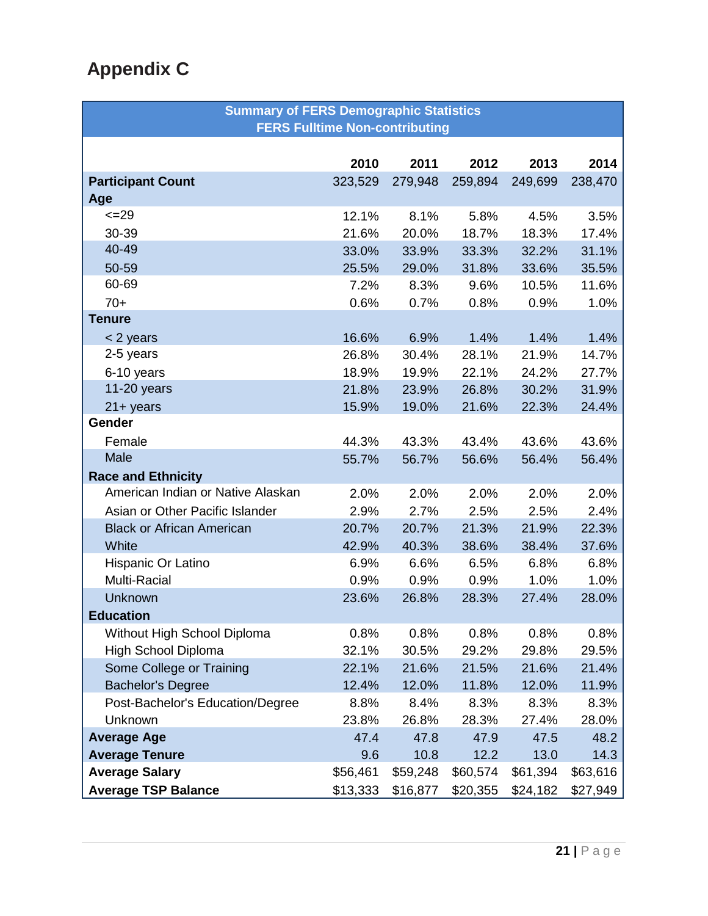# Appendix C

| Summary of FERS Demographic Statistics<br>FERS Fulltime Non-contributing | | | | | |
|---|---|---|---|---|---|
| | **2010** | **2011** | **2012** | **2013** | **2014** |
| **Participant Count** | 323,529 | 279,948 | 259,894 | 249,699 | 238,470 |
| **Age** | | | | | |
| <=29 | 12.1% | 8.1% | 5.8% | 4.5% | 3.5% |
| 30-39 | 21.6% | 20.0% | 18.7% | 18.3% | 17.4% |
| 40-49 | 33.0% | 33.9% | 33.3% | 32.2% | 31.1% |
| 50-59 | 25.5% | 29.0% | 31.8% | 33.6% | 35.5% |
| 60-69 | 7.2% | 8.3% | 9.6% | 10.5% | 11.6% |
| 70+ | 0.6% | 0.7% | 0.8% | 0.9% | 1.0% |
| **Tenure** | | | | | |
| < 2 years | 16.6% | 6.9% | 1.4% | 1.4% | 1.4% |
| 2-5 years | 26.8% | 30.4% | 28.1% | 21.9% | 14.7% |
| 6-10 years | 18.9% | 19.9% | 22.1% | 24.2% | 27.7% |
| 11-20 years | 21.8% | 23.9% | 26.8% | 30.2% | 31.9% |
| 21+ years | 15.9% | 19.0% | 21.6% | 22.3% | 24.4% |
| **Gender** | | | | | |
| Female | 44.3% | 43.3% | 43.4% | 43.6% | 43.6% |
| Male | 55.7% | 56.7% | 56.6% | 56.4% | 56.4% |
| **Race and Ethnicity** | | | | | |
| American Indian or Native Alaskan | 2.0% | 2.0% | 2.0% | 2.0% | 2.0% |
| Asian or Other Pacific Islander | 2.9% | 2.7% | 2.5% | 2.5% | 2.4% |
| Black or African American | 20.7% | 20.7% | 21.3% | 21.9% | 22.3% |
| White | 42.9% | 40.3% | 38.6% | 38.4% | 37.6% |
| Hispanic Or Latino | 6.9% | 6.6% | 6.5% | 6.8% | 6.8% |
| Multi-Racial | 0.9% | 0.9% | 0.9% | 1.0% | 1.0% |
| Unknown | 23.6% | 26.8% | 28.3% | 27.4% | 28.0% |
| **Education** | | | | | |
| Without High School Diploma | 0.8% | 0.8% | 0.8% | 0.8% | 0.8% |
| High School Diploma | 32.1% | 30.5% | 29.2% | 29.8% | 29.5% |
| Some College or Training | 22.1% | 21.6% | 21.5% | 21.6% | 21.4% |
| Bachelor's Degree | 12.4% | 12.0% | 11.8% | 12.0% | 11.9% |
| Post-Bachelor's Education/Degree | 8.8% | 8.4% | 8.3% | 8.3% | 8.3% |
| Unknown | 23.8% | 26.8% | 28.3% | 27.4% | 28.0% |
| **Average Age** | 47.4 | 47.8 | 47.9 | 47.5 | 48.2 |
| **Average Tenure** | 9.6 | 10.8 | 12.2 | 13.0 | 14.3 |
| **Average Salary** | $56,461 | $59,248 | $60,574 | $61,394 | $63,616 |
| **Average TSP Balance** | $13,333 | $16,877 | $20,355 | $24,182 | $27,949 |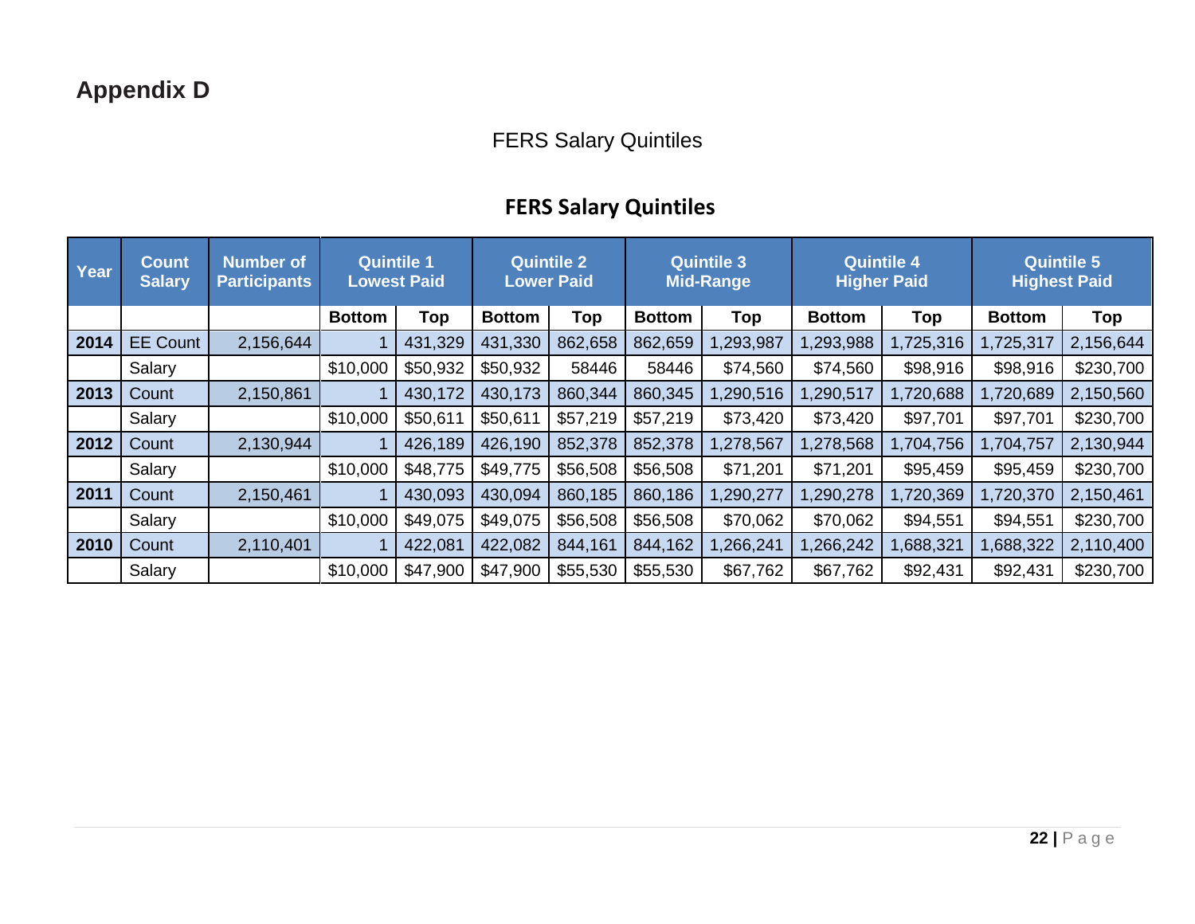## Appendix D

FERS Salary Quintiles

**FERS Salary Quintiles**

| Year | Count Salary | Number of Participants | Quintile 1 Lowest Paid | | Quintile 2 Lower Paid | | Quintile 3 Mid-Range | | Quintile 4 Higher Paid | | Quintile 5 Highest Paid | |
|---|---|---|---|---|---|---|---|---|---|---|---|---|
| | | | **Bottom** | **Top** | **Bottom** | **Top** | **Bottom** | **Top** | **Bottom** | **Top** | **Bottom** | **Top** |
| **2014** | EE Count | 2,156,644 | 1 | 431,329 | 431,330 | 862,658 | 862,659 | 1,293,987 | 1,293,988 | 1,725,316 | 1,725,317 | 2,156,644 |
| | Salary | | $10,000 | $50,932 | $50,932 | 58446 | 58446 | $74,560 | $74,560 | $98,916 | $98,916 | $230,700 |
| **2013** | Count | 2,150,861 | 1 | 430,172 | 430,173 | 860,344 | 860,345 | 1,290,516 | 1,290,517 | 1,720,688 | 1,720,689 | 2,150,560 |
| | Salary | | $10,000 | $50,611 | $50,611 | $57,219 | $57,219 | $73,420 | $73,420 | $97,701 | $97,701 | $230,700 |
| **2012** | Count | 2,130,944 | 1 | 426,189 | 426,190 | 852,378 | 852,378 | 1,278,567 | 1,278,568 | 1,704,756 | 1,704,757 | 2,130,944 |
| | Salary | | $10,000 | $48,775 | $49,775 | $56,508 | $56,508 | $71,201 | $71,201 | $95,459 | $95,459 | $230,700 |
| **2011** | Count | 2,150,461 | 1 | 430,093 | 430,094 | 860,185 | 860,186 | 1,290,277 | 1,290,278 | 1,720,369 | 1,720,370 | 2,150,461 |
| | Salary | | $10,000 | $49,075 | $49,075 | $56,508 | $56,508 | $70,062 | $70,062 | $94,551 | $94,551 | $230,700 |
| **2010** | Count | 2,110,401 | 1 | 422,081 | 422,082 | 844,161 | 844,162 | 1,266,241 | 1,266,242 | 1,688,321 | 1,688,322 | 2,110,400 |
| | Salary | | $10,000 | $47,900 | $47,900 | $55,530 | $55,530 | $67,762 | $67,762 | $92,431 | $92,431 | $230,700 |